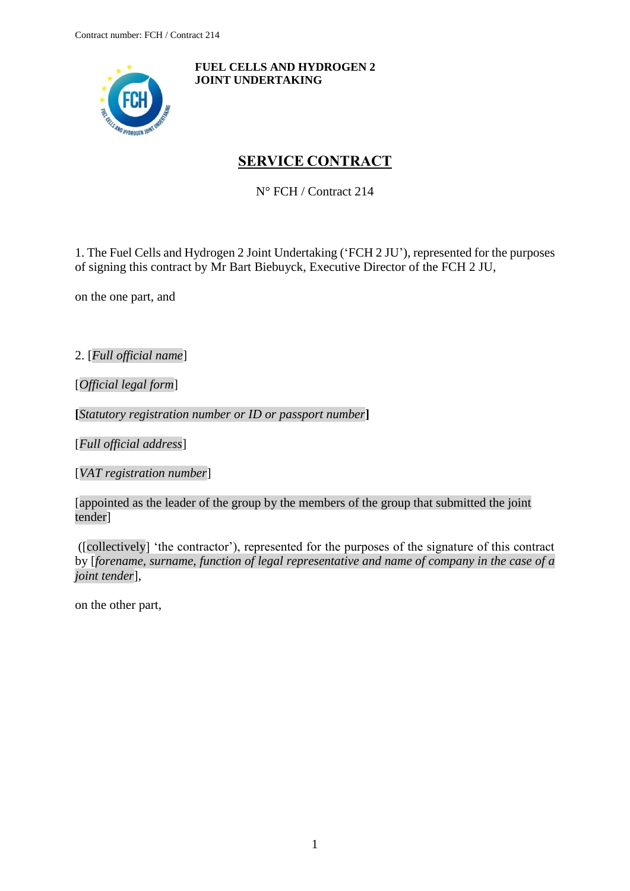**FUEL CELLS AND HYDROGEN 2 JOINT UNDERTAKING**

# SERVICE CONTRACT

N° FCH / Contract 214

1. The Fuel Cells and Hydrogen 2 Joint Undertaking ('FCH 2 JU'), represented for the purposes of signing this contract by Mr Bart Biebuyck, Executive Director of the FCH 2 JU,

on the one part, and

2. [*Full official name*]

[*Official legal form*]

**[***Statutory registration number or ID or passport number***]**

[*Full official address*]

[*VAT registration number*]

[appointed as the leader of the group by the members of the group that submitted the joint tender]

([collectively] 'the contractor'), represented for the purposes of the signature of this contract by [*forename, surname, function of legal representative and name of company in the case of a joint tender*],

on the other part,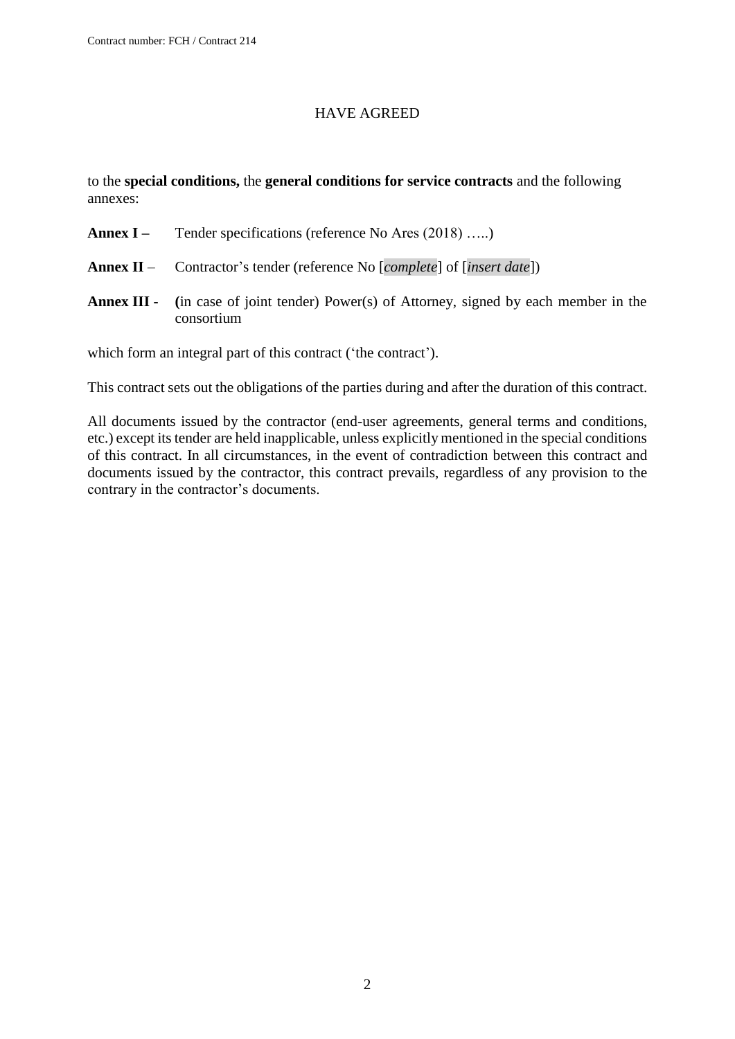HAVE AGREED

to the **special conditions,** the **general conditions for service contracts** and the following annexes:

**Annex I –** Tender specifications (reference No Ares (2018) …..)

**Annex II** – Contractor's tender (reference No [*complete*] of [*insert date*])

**Annex III -** **(**in case of joint tender) Power(s) of Attorney, signed by each member in the consortium

which form an integral part of this contract ('the contract').

This contract sets out the obligations of the parties during and after the duration of this contract.

All documents issued by the contractor (end-user agreements, general terms and conditions, etc.) except its tender are held inapplicable, unless explicitly mentioned in the special conditions of this contract. In all circumstances, in the event of contradiction between this contract and documents issued by the contractor, this contract prevails, regardless of any provision to the contrary in the contractor's documents.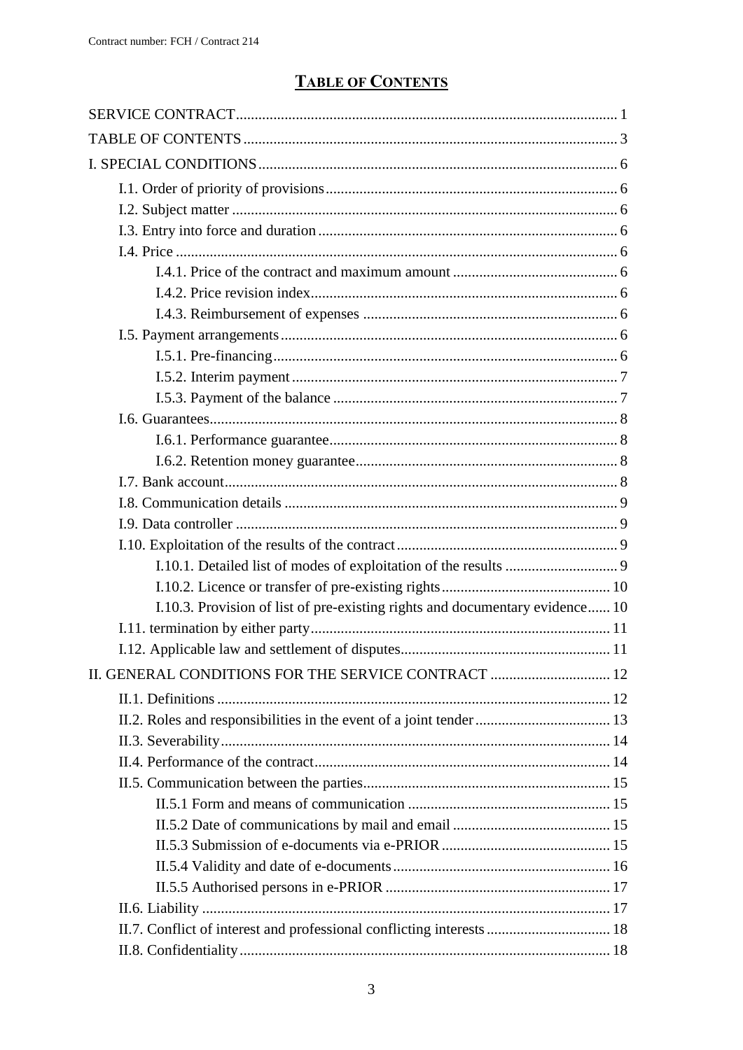# TABLE OF CONTENTS

SERVICE CONTRACT ..... 1

TABLE OF CONTENTS ..... 3

I. SPECIAL CONDITIONS ..... 6

- I.1. Order of priority of provisions ..... 6
- I.2. Subject matter ..... 6
- I.3. Entry into force and duration ..... 6
- I.4. Price ..... 6
  - I.4.1. Price of the contract and maximum amount ..... 6
  - I.4.2. Price revision index ..... 6
  - I.4.3. Reimbursement of expenses ..... 6
- I.5. Payment arrangements ..... 6
  - I.5.1. Pre-financing ..... 6
  - I.5.2. Interim payment ..... 7
  - I.5.3. Payment of the balance ..... 7
- I.6. Guarantees ..... 8
  - I.6.1. Performance guarantee ..... 8
  - I.6.2. Retention money guarantee ..... 8
- I.7. Bank account ..... 8
- I.8. Communication details ..... 9
- I.9. Data controller ..... 9
- I.10. Exploitation of the results of the contract ..... 9
  - I.10.1. Detailed list of modes of exploitation of the results ..... 9
  - I.10.2. Licence or transfer of pre-existing rights ..... 10
  - I.10.3. Provision of list of pre-existing rights and documentary evidence ..... 10
- I.11. termination by either party ..... 11
- I.12. Applicable law and settlement of disputes ..... 11

II. GENERAL CONDITIONS FOR THE SERVICE CONTRACT ..... 12

- II.1. Definitions ..... 12
- II.2. Roles and responsibilities in the event of a joint tender ..... 13
- II.3. Severability ..... 14
- II.4. Performance of the contract ..... 14
- II.5. Communication between the parties ..... 15
  - II.5.1 Form and means of communication ..... 15
  - II.5.2 Date of communications by mail and email ..... 15
  - II.5.3 Submission of e-documents via e-PRIOR ..... 15
  - II.5.4 Validity and date of e-documents ..... 16
  - II.5.5 Authorised persons in e-PRIOR ..... 17
- II.6. Liability ..... 17
- II.7. Conflict of interest and professional conflicting interests ..... 18
- II.8. Confidentiality ..... 18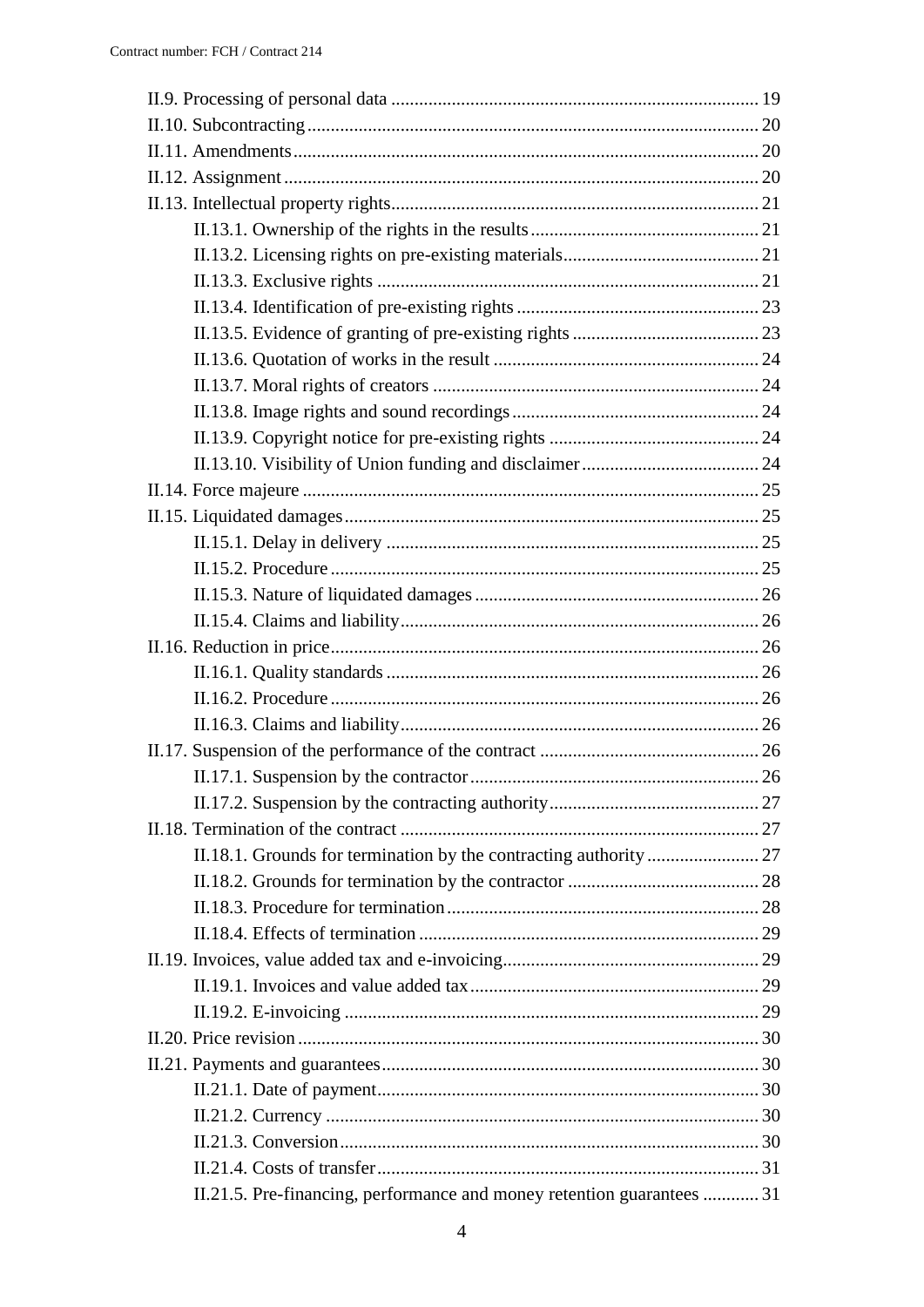II.9. Processing of personal data ............................................................................. 19
II.10. Subcontracting ................................................................................................ 20
II.11. Amendments ................................................................................................... 20
II.12. Assignment ..................................................................................................... 20
II.13. Intellectual property rights .............................................................................. 21
    II.13.1. Ownership of the rights in the results ................................................ 21
    II.13.2. Licensing rights on pre-existing materials .......................................... 21
    II.13.3. Exclusive rights ................................................................................. 21
    II.13.4. Identification of pre-existing rights .................................................... 23
    II.13.5. Evidence of granting of pre-existing rights ........................................ 23
    II.13.6. Quotation of works in the result ......................................................... 24
    II.13.7. Moral rights of creators ...................................................................... 24
    II.13.8. Image rights and sound recordings ..................................................... 24
    II.13.9. Copyright notice for pre-existing rights ............................................. 24
    II.13.10. Visibility of Union funding and disclaimer ...................................... 24
II.14. Force majeure ................................................................................................. 25
II.15. Liquidated damages ........................................................................................ 25
    II.15.1. Delay in delivery ................................................................................ 25
    II.15.2. Procedure ........................................................................................... 25
    II.15.3. Nature of liquidated damages ............................................................ 26
    II.15.4. Claims and liability ............................................................................ 26
II.16. Reduction in price ........................................................................................... 26
    II.16.1. Quality standards ............................................................................... 26
    II.16.2. Procedure ........................................................................................... 26
    II.16.3. Claims and liability ............................................................................ 26
II.17. Suspension of the performance of the contract ............................................... 26
    II.17.1. Suspension by the contractor ............................................................. 26
    II.17.2. Suspension by the contracting authority ............................................ 27
II.18. Termination of the contract ............................................................................. 27
    II.18.1. Grounds for termination by the contracting authority ........................ 27
    II.18.2. Grounds for termination by the contractor ......................................... 28
    II.18.3. Procedure for termination .................................................................. 28
    II.18.4. Effects of termination ......................................................................... 29
II.19. Invoices, value added tax and e-invoicing ....................................................... 29
    II.19.1. Invoices and value added tax ............................................................. 29
    II.19.2. E-invoicing ........................................................................................ 29
II.20. Price revision .................................................................................................. 30
II.21. Payments and guarantees ................................................................................ 30
    II.21.1. Date of payment ................................................................................. 30
    II.21.2. Currency ............................................................................................. 30
    II.21.3. Conversion .......................................................................................... 30
    II.21.4. Costs of transfer ................................................................................. 31
    II.21.5. Pre-financing, performance and money retention guarantees ............ 31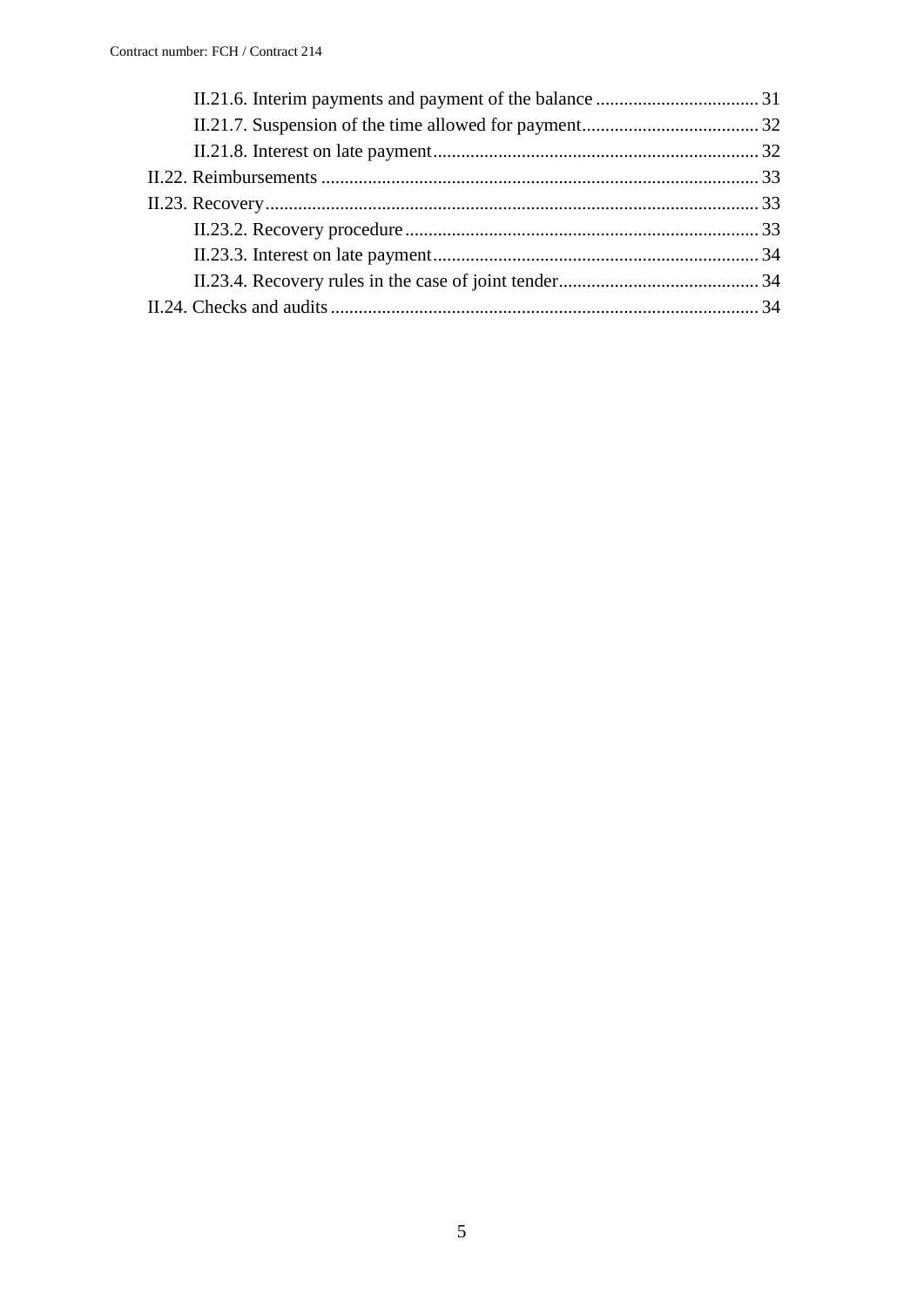- II.21.6. Interim payments and payment of the balance ........ 31
- II.21.7. Suspension of the time allowed for payment ........ 32
- II.21.8. Interest on late payment ........ 32

II.22. Reimbursements ........ 33

II.23. Recovery ........ 33

- II.23.2. Recovery procedure ........ 33
- II.23.3. Interest on late payment ........ 34
- II.23.4. Recovery rules in the case of joint tender ........ 34

II.24. Checks and audits ........ 34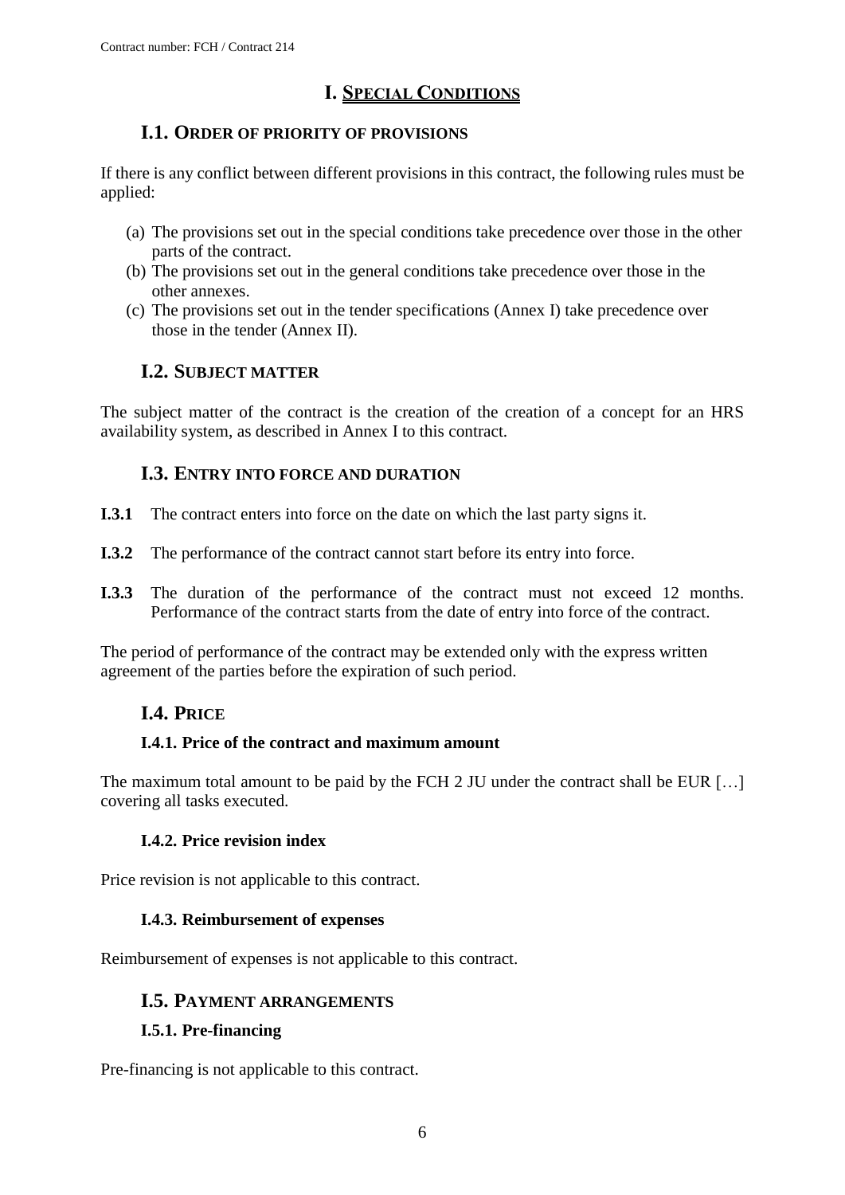# I. SPECIAL CONDITIONS

## I.1. ORDER OF PRIORITY OF PROVISIONS

If there is any conflict between different provisions in this contract, the following rules must be applied:

(a) The provisions set out in the special conditions take precedence over those in the other parts of the contract.
(b) The provisions set out in the general conditions take precedence over those in the other annexes.
(c) The provisions set out in the tender specifications (Annex I) take precedence over those in the tender (Annex II).

## I.2. SUBJECT MATTER

The subject matter of the contract is the creation of the creation of a concept for an HRS availability system, as described in Annex I to this contract.

## I.3. ENTRY INTO FORCE AND DURATION

**I.3.1** The contract enters into force on the date on which the last party signs it.

**I.3.2** The performance of the contract cannot start before its entry into force.

**I.3.3** The duration of the performance of the contract must not exceed 12 months. Performance of the contract starts from the date of entry into force of the contract.

The period of performance of the contract may be extended only with the express written agreement of the parties before the expiration of such period.

## I.4. PRICE

### I.4.1. Price of the contract and maximum amount

The maximum total amount to be paid by the FCH 2 JU under the contract shall be EUR […] covering all tasks executed.

### I.4.2. Price revision index

Price revision is not applicable to this contract.

### I.4.3. Reimbursement of expenses

Reimbursement of expenses is not applicable to this contract.

## I.5. PAYMENT ARRANGEMENTS

### I.5.1. Pre-financing

Pre-financing is not applicable to this contract.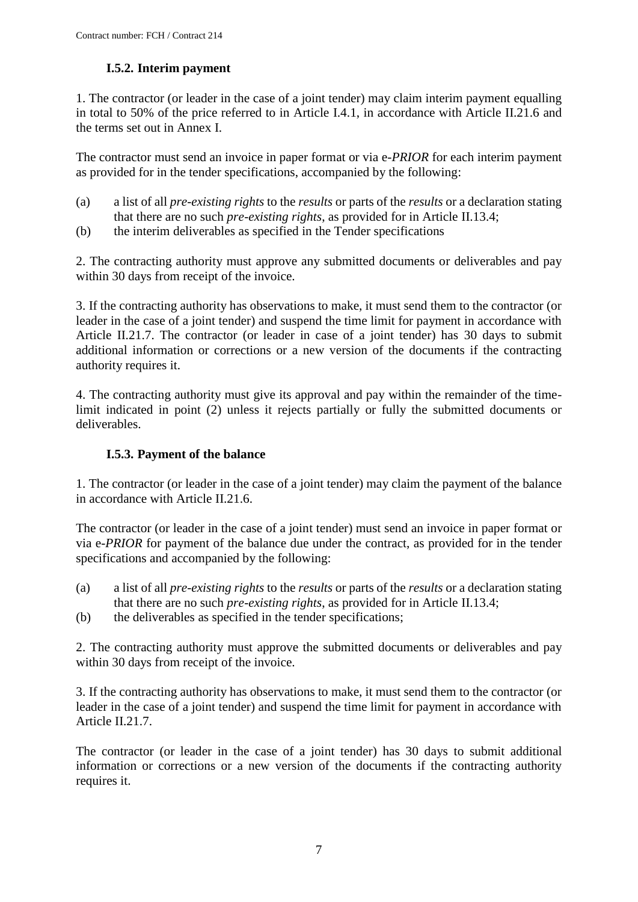### I.5.2. Interim payment

1. The contractor (or leader in the case of a joint tender) may claim interim payment equalling in total to 50% of the price referred to in Article I.4.1, in accordance with Article II.21.6 and the terms set out in Annex I.

The contractor must send an invoice in paper format or via e-*PRIOR* for each interim payment as provided for in the tender specifications, accompanied by the following:

(a) a list of all *pre-existing rights* to the *results* or parts of the *results* or a declaration stating that there are no such *pre-existing rights*, as provided for in Article II.13.4;

(b) the interim deliverables as specified in the Tender specifications

2. The contracting authority must approve any submitted documents or deliverables and pay within 30 days from receipt of the invoice.

3. If the contracting authority has observations to make, it must send them to the contractor (or leader in the case of a joint tender) and suspend the time limit for payment in accordance with Article II.21.7. The contractor (or leader in case of a joint tender) has 30 days to submit additional information or corrections or a new version of the documents if the contracting authority requires it.

4. The contracting authority must give its approval and pay within the remainder of the time-limit indicated in point (2) unless it rejects partially or fully the submitted documents or deliverables.

### I.5.3. Payment of the balance

1. The contractor (or leader in the case of a joint tender) may claim the payment of the balance in accordance with Article II.21.6.

The contractor (or leader in the case of a joint tender) must send an invoice in paper format or via e-*PRIOR* for payment of the balance due under the contract, as provided for in the tender specifications and accompanied by the following:

(a) a list of all *pre-existing rights* to the *results* or parts of the *results* or a declaration stating that there are no such *pre-existing rights*, as provided for in Article II.13.4;

(b) the deliverables as specified in the tender specifications;

2. The contracting authority must approve the submitted documents or deliverables and pay within 30 days from receipt of the invoice.

3. If the contracting authority has observations to make, it must send them to the contractor (or leader in the case of a joint tender) and suspend the time limit for payment in accordance with Article II.21.7.

The contractor (or leader in the case of a joint tender) has 30 days to submit additional information or corrections or a new version of the documents if the contracting authority requires it.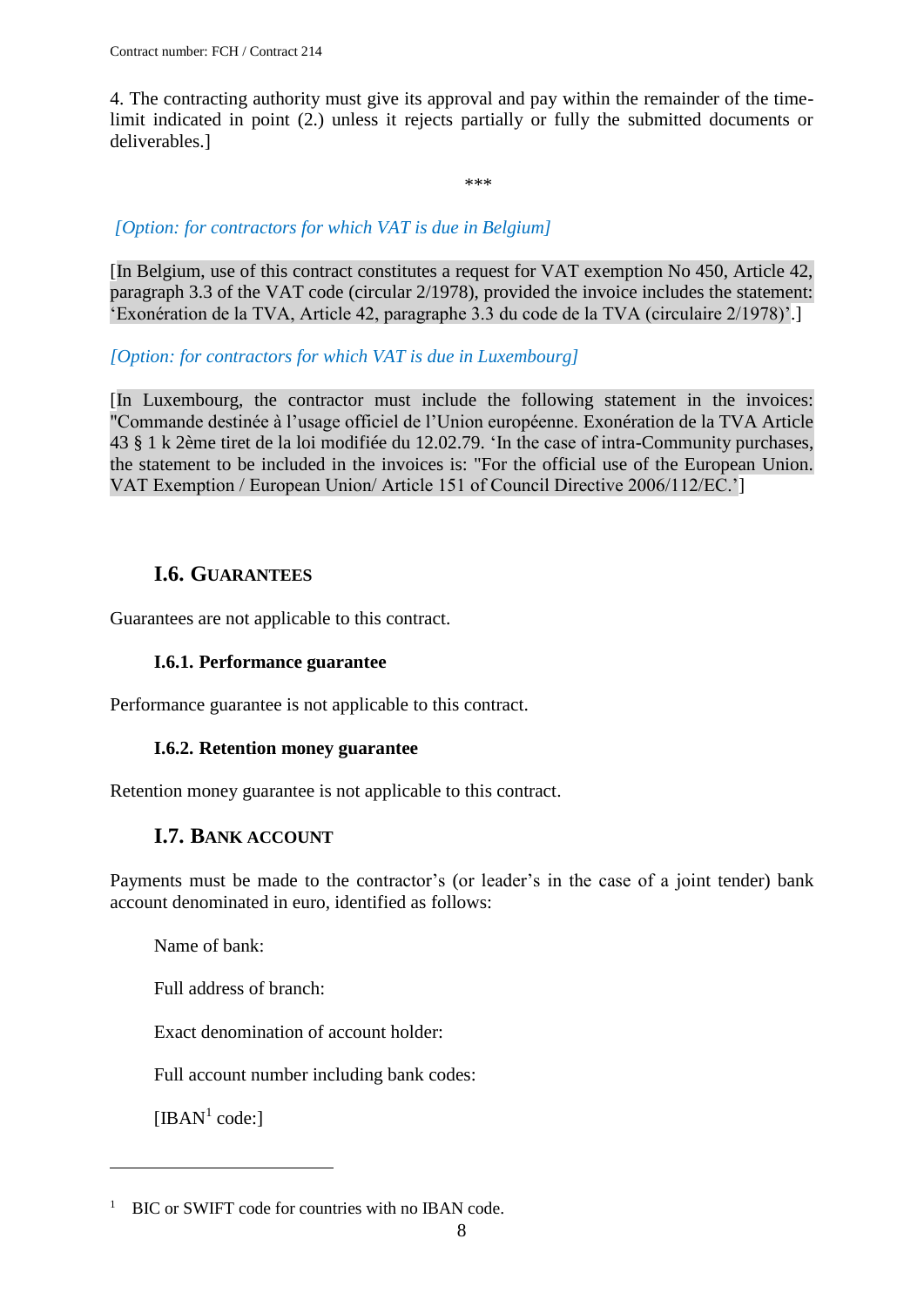4. The contracting authority must give its approval and pay within the remainder of the time-limit indicated in point (2.) unless it rejects partially or fully the submitted documents or deliverables.]

***

*[Option: for contractors for which VAT is due in Belgium]*

[In Belgium, use of this contract constitutes a request for VAT exemption No 450, Article 42, paragraph 3.3 of the VAT code (circular 2/1978), provided the invoice includes the statement: ‘Exonération de la TVA, Article 42, paragraphe 3.3 du code de la TVA (circulaire 2/1978)’.]

*[Option: for contractors for which VAT is due in Luxembourg]*

[In Luxembourg, the contractor must include the following statement in the invoices: "Commande destinée à l’usage officiel de l’Union européenne. Exonération de la TVA Article 43 § 1 k 2ème tiret de la loi modifiée du 12.02.79. ‘In the case of intra-Community purchases, the statement to be included in the invoices is: "For the official use of the European Union. VAT Exemption / European Union/ Article 151 of Council Directive 2006/112/EC.’]

## I.6. Guarantees

Guarantees are not applicable to this contract.

### I.6.1. Performance guarantee

Performance guarantee is not applicable to this contract.

### I.6.2. Retention money guarantee

Retention money guarantee is not applicable to this contract.

## I.7. Bank account

Payments must be made to the contractor’s (or leader’s in the case of a joint tender) bank account denominated in euro, identified as follows:

Name of bank:

Full address of branch:

Exact denomination of account holder:

Full account number including bank codes:

[IBAN[1] code:]

---

[1] BIC or SWIFT code for countries with no IBAN code.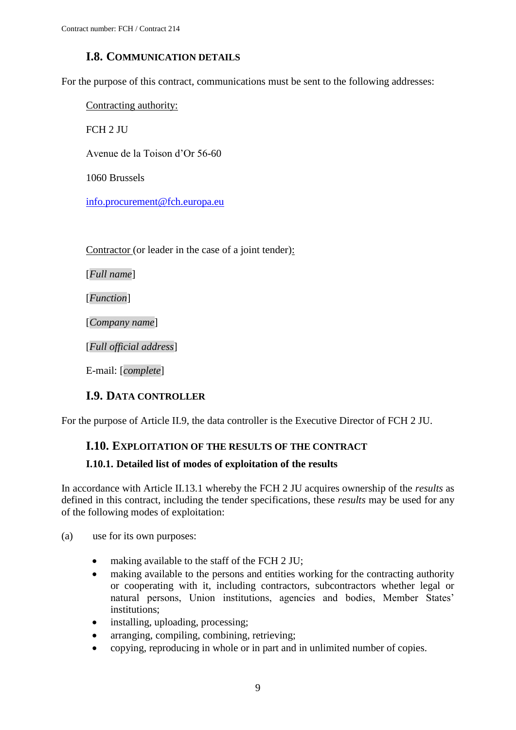## I.8. Communication details

For the purpose of this contract, communications must be sent to the following addresses:

Contracting authority:

FCH 2 JU

Avenue de la Toison d'Or 56-60

1060 Brussels

info.procurement@fch.europa.eu

Contractor (or leader in the case of a joint tender):

[*Full name*]

[*Function*]

[*Company name*]

[*Full official address*]

E-mail: [*complete*]

## I.9. Data controller

For the purpose of Article II.9, the data controller is the Executive Director of FCH 2 JU.

## I.10. Exploitation of the results of the contract

### I.10.1. Detailed list of modes of exploitation of the results

In accordance with Article II.13.1 whereby the FCH 2 JU acquires ownership of the *results* as defined in this contract, including the tender specifications, these *results* may be used for any of the following modes of exploitation:

(a) use for its own purposes:

- making available to the staff of the FCH 2 JU;
- making available to the persons and entities working for the contracting authority or cooperating with it, including contractors, subcontractors whether legal or natural persons, Union institutions, agencies and bodies, Member States' institutions;
- installing, uploading, processing;
- arranging, compiling, combining, retrieving;
- copying, reproducing in whole or in part and in unlimited number of copies.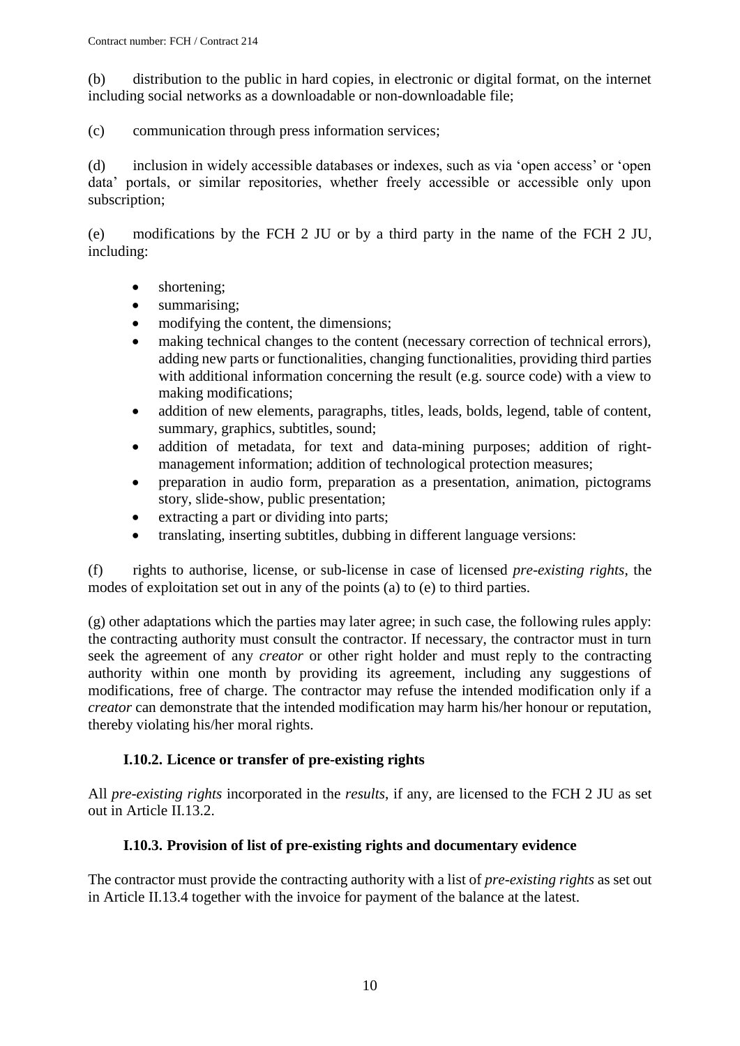(b) distribution to the public in hard copies, in electronic or digital format, on the internet including social networks as a downloadable or non-downloadable file;

(c) communication through press information services;

(d) inclusion in widely accessible databases or indexes, such as via 'open access' or 'open data' portals, or similar repositories, whether freely accessible or accessible only upon subscription;

(e) modifications by the FCH 2 JU or by a third party in the name of the FCH 2 JU, including:

- shortening;
- summarising;
- modifying the content, the dimensions;
- making technical changes to the content (necessary correction of technical errors), adding new parts or functionalities, changing functionalities, providing third parties with additional information concerning the result (e.g. source code) with a view to making modifications;
- addition of new elements, paragraphs, titles, leads, bolds, legend, table of content, summary, graphics, subtitles, sound;
- addition of metadata, for text and data-mining purposes; addition of right-management information; addition of technological protection measures;
- preparation in audio form, preparation as a presentation, animation, pictograms story, slide-show, public presentation;
- extracting a part or dividing into parts;
- translating, inserting subtitles, dubbing in different language versions:

(f) rights to authorise, license, or sub-license in case of licensed *pre-existing rights*, the modes of exploitation set out in any of the points (a) to (e) to third parties.

(g) other adaptations which the parties may later agree; in such case, the following rules apply: the contracting authority must consult the contractor. If necessary, the contractor must in turn seek the agreement of any *creator* or other right holder and must reply to the contracting authority within one month by providing its agreement, including any suggestions of modifications, free of charge. The contractor may refuse the intended modification only if a *creator* can demonstrate that the intended modification may harm his/her honour or reputation, thereby violating his/her moral rights.

### I.10.2. Licence or transfer of pre-existing rights

All *pre-existing rights* incorporated in the *results*, if any, are licensed to the FCH 2 JU as set out in Article II.13.2.

### I.10.3. Provision of list of pre-existing rights and documentary evidence

The contractor must provide the contracting authority with a list of *pre-existing rights* as set out in Article II.13.4 together with the invoice for payment of the balance at the latest.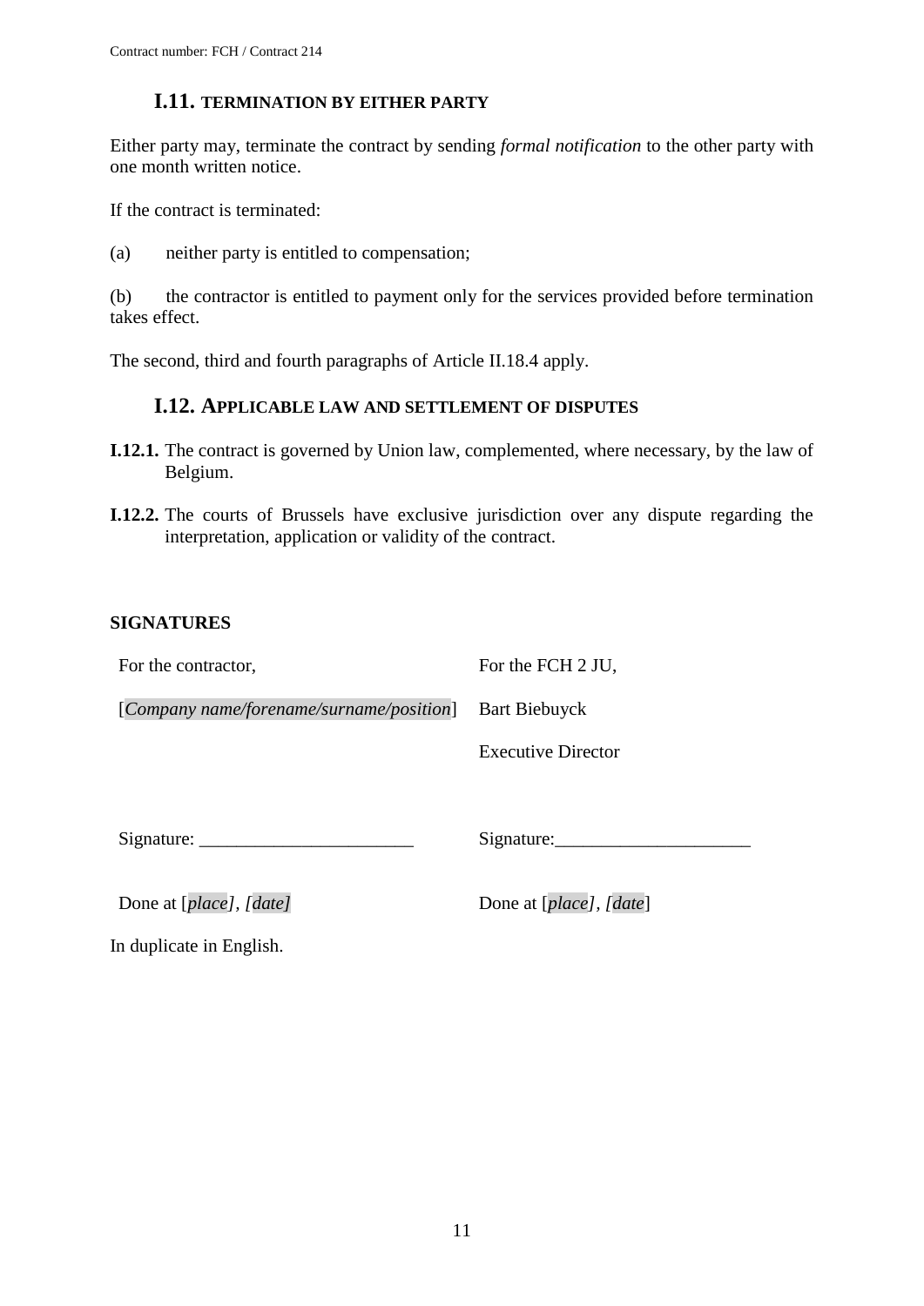## I.11. TERMINATION BY EITHER PARTY

Either party may, terminate the contract by sending *formal notification* to the other party with one month written notice.

If the contract is terminated:

(a) neither party is entitled to compensation;

(b) the contractor is entitled to payment only for the services provided before termination takes effect.

The second, third and fourth paragraphs of Article II.18.4 apply.

## I.12. APPLICABLE LAW AND SETTLEMENT OF DISPUTES

**I.12.1.** The contract is governed by Union law, complemented, where necessary, by the law of Belgium.

**I.12.2.** The courts of Brussels have exclusive jurisdiction over any dispute regarding the interpretation, application or validity of the contract.

**SIGNATURES**

| For the contractor, | For the FCH 2 JU, |
|---|---|
| [*Company name/forename/surname/position*] | Bart Biebuyck |
| | Executive Director |
| Signature: _______________________ | Signature:_____________________ |
| Done at [*place*], [*date*] | Done at [*place*], [*date*] |

In duplicate in English.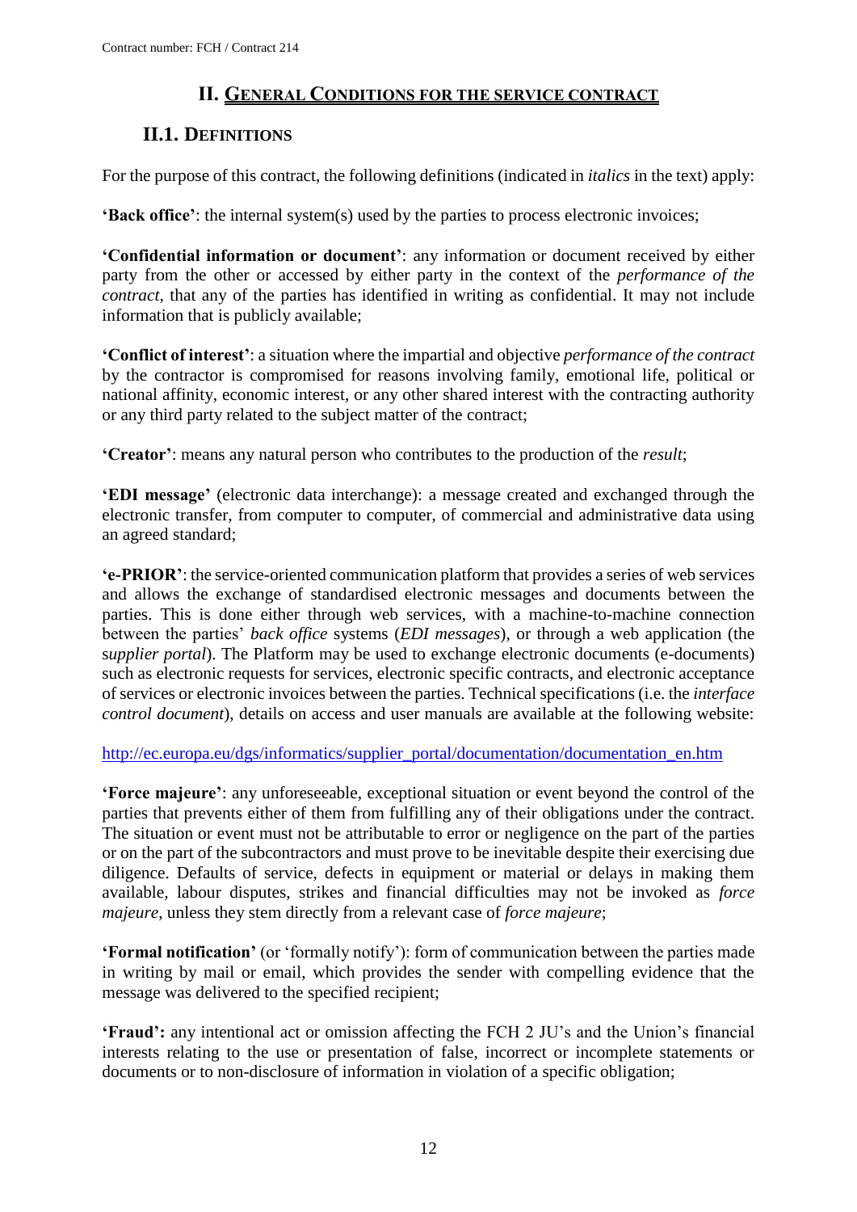# II. GENERAL CONDITIONS FOR THE SERVICE CONTRACT

## II.1. DEFINITIONS

For the purpose of this contract, the following definitions (indicated in *italics* in the text) apply:

**'Back office'**: the internal system(s) used by the parties to process electronic invoices;

**'Confidential information or document'**: any information or document received by either party from the other or accessed by either party in the context of the *performance of the contract*, that any of the parties has identified in writing as confidential. It may not include information that is publicly available;

**'Conflict of interest'**: a situation where the impartial and objective *performance of the contract* by the contractor is compromised for reasons involving family, emotional life, political or national affinity, economic interest, or any other shared interest with the contracting authority or any third party related to the subject matter of the contract;

**'Creator'**: means any natural person who contributes to the production of the *result*;

**'EDI message'** (electronic data interchange): a message created and exchanged through the electronic transfer, from computer to computer, of commercial and administrative data using an agreed standard;

**'e-PRIOR'**: the service-oriented communication platform that provides a series of web services and allows the exchange of standardised electronic messages and documents between the parties. This is done either through web services, with a machine-to-machine connection between the parties' *back office* systems (*EDI messages*), or through a web application (the s*upplier portal*). The Platform may be used to exchange electronic documents (e-documents) such as electronic requests for services, electronic specific contracts, and electronic acceptance of services or electronic invoices between the parties. Technical specifications (i.e. the *interface control document*), details on access and user manuals are available at the following website:

http://ec.europa.eu/dgs/informatics/supplier_portal/documentation/documentation_en.htm

**'Force majeure'**: any unforeseeable, exceptional situation or event beyond the control of the parties that prevents either of them from fulfilling any of their obligations under the contract. The situation or event must not be attributable to error or negligence on the part of the parties or on the part of the subcontractors and must prove to be inevitable despite their exercising due diligence. Defaults of service, defects in equipment or material or delays in making them available, labour disputes, strikes and financial difficulties may not be invoked as *force majeure*, unless they stem directly from a relevant case of *force majeure*;

**'Formal notification'** (or 'formally notify'): form of communication between the parties made in writing by mail or email, which provides the sender with compelling evidence that the message was delivered to the specified recipient;

**'Fraud':** any intentional act or omission affecting the FCH 2 JU's and the Union's financial interests relating to the use or presentation of false, incorrect or incomplete statements or documents or to non-disclosure of information in violation of a specific obligation;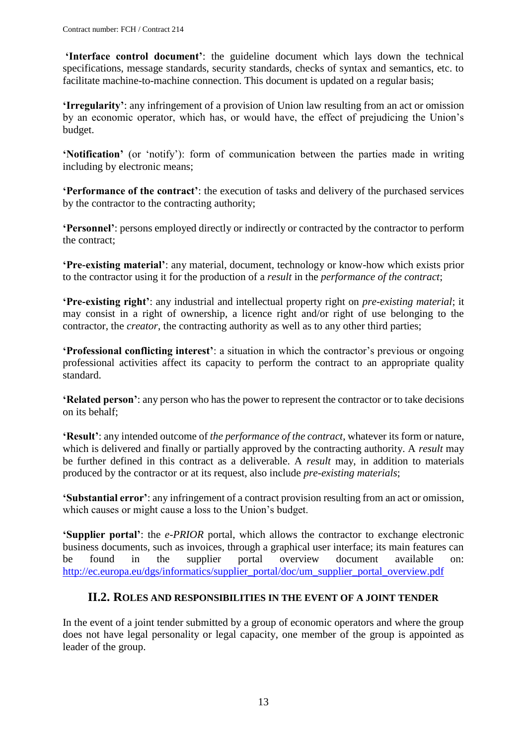**'Interface control document'**: the guideline document which lays down the technical specifications, message standards, security standards, checks of syntax and semantics, etc. to facilitate machine-to-machine connection. This document is updated on a regular basis;

**'Irregularity'**: any infringement of a provision of Union law resulting from an act or omission by an economic operator, which has, or would have, the effect of prejudicing the Union's budget.

**'Notification'** (or 'notify'): form of communication between the parties made in writing including by electronic means;

**'Performance of the contract'**: the execution of tasks and delivery of the purchased services by the contractor to the contracting authority;

**'Personnel'**: persons employed directly or indirectly or contracted by the contractor to perform the contract;

**'Pre-existing material'**: any material, document, technology or know-how which exists prior to the contractor using it for the production of a *result* in the *performance of the contract*;

**'Pre-existing right'**: any industrial and intellectual property right on *pre-existing material*; it may consist in a right of ownership, a licence right and/or right of use belonging to the contractor, the *creator*, the contracting authority as well as to any other third parties;

**'Professional conflicting interest'**: a situation in which the contractor's previous or ongoing professional activities affect its capacity to perform the contract to an appropriate quality standard.

**'Related person'**: any person who has the power to represent the contractor or to take decisions on its behalf;

**'Result'**: any intended outcome of *the performance of the contract*, whatever its form or nature, which is delivered and finally or partially approved by the contracting authority. A *result* may be further defined in this contract as a deliverable. A *result* may, in addition to materials produced by the contractor or at its request, also include *pre-existing materials*;

**'Substantial error'**: any infringement of a contract provision resulting from an act or omission, which causes or might cause a loss to the Union's budget.

**'Supplier portal'**: the *e-PRIOR* portal, which allows the contractor to exchange electronic business documents, such as invoices, through a graphical user interface; its main features can be found in the supplier portal overview document available on: http://ec.europa.eu/dgs/informatics/supplier_portal/doc/um_supplier_portal_overview.pdf

## II.2. ROLES AND RESPONSIBILITIES IN THE EVENT OF A JOINT TENDER

In the event of a joint tender submitted by a group of economic operators and where the group does not have legal personality or legal capacity, one member of the group is appointed as leader of the group.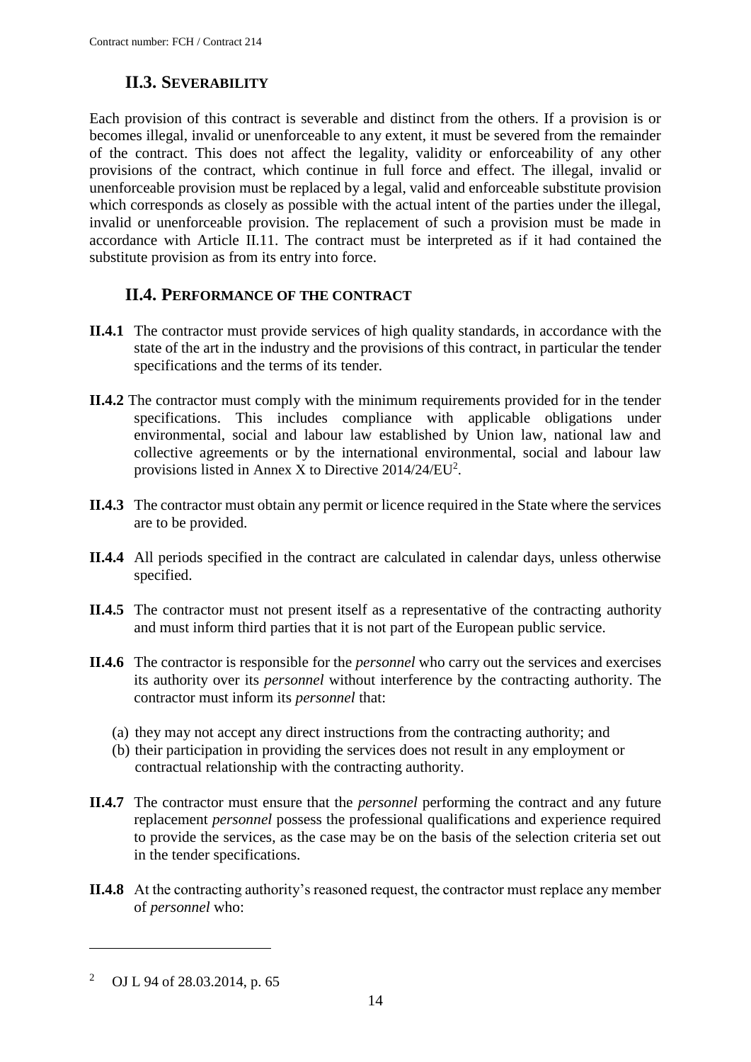## II.3. Severability

Each provision of this contract is severable and distinct from the others. If a provision is or becomes illegal, invalid or unenforceable to any extent, it must be severed from the remainder of the contract. This does not affect the legality, validity or enforceability of any other provisions of the contract, which continue in full force and effect. The illegal, invalid or unenforceable provision must be replaced by a legal, valid and enforceable substitute provision which corresponds as closely as possible with the actual intent of the parties under the illegal, invalid or unenforceable provision. The replacement of such a provision must be made in accordance with Article II.11. The contract must be interpreted as if it had contained the substitute provision as from its entry into force.

## II.4. Performance of the contract

**II.4.1** The contractor must provide services of high quality standards, in accordance with the state of the art in the industry and the provisions of this contract, in particular the tender specifications and the terms of its tender.

**II.4.2** The contractor must comply with the minimum requirements provided for in the tender specifications. This includes compliance with applicable obligations under environmental, social and labour law established by Union law, national law and collective agreements or by the international environmental, social and labour law provisions listed in Annex X to Directive 2014/24/EU[2].

**II.4.3** The contractor must obtain any permit or licence required in the State where the services are to be provided.

**II.4.4** All periods specified in the contract are calculated in calendar days, unless otherwise specified.

**II.4.5** The contractor must not present itself as a representative of the contracting authority and must inform third parties that it is not part of the European public service.

**II.4.6** The contractor is responsible for the *personnel* who carry out the services and exercises its authority over its *personnel* without interference by the contracting authority. The contractor must inform its *personnel* that:

(a) they may not accept any direct instructions from the contracting authority; and
(b) their participation in providing the services does not result in any employment or contractual relationship with the contracting authority.

**II.4.7** The contractor must ensure that the *personnel* performing the contract and any future replacement *personnel* possess the professional qualifications and experience required to provide the services, as the case may be on the basis of the selection criteria set out in the tender specifications.

**II.4.8** At the contracting authority's reasoned request, the contractor must replace any member of *personnel* who:

[2] OJ L 94 of 28.03.2014, p. 65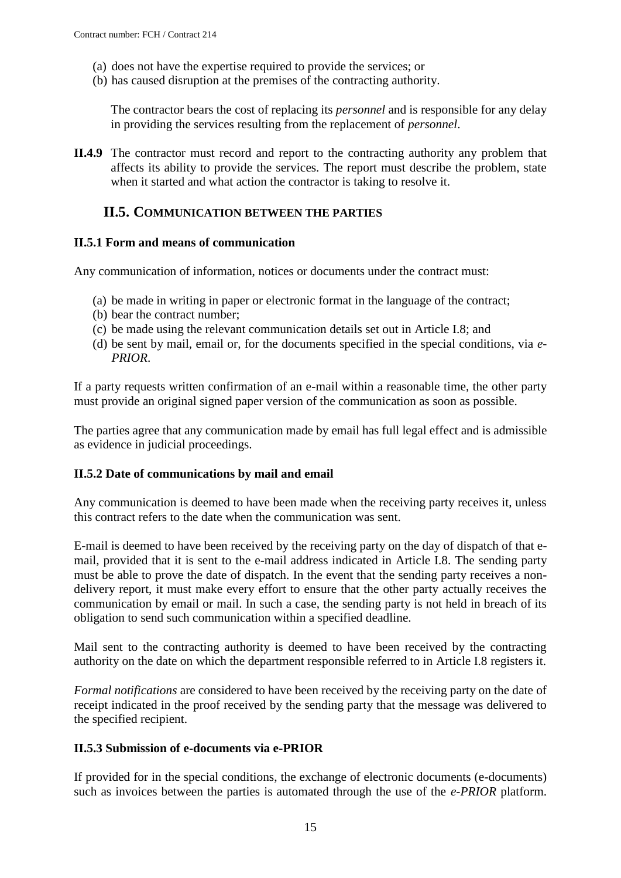(a) does not have the expertise required to provide the services; or

(b) has caused disruption at the premises of the contracting authority.

The contractor bears the cost of replacing its *personnel* and is responsible for any delay in providing the services resulting from the replacement of *personnel*.

**II.4.9** The contractor must record and report to the contracting authority any problem that affects its ability to provide the services. The report must describe the problem, state when it started and what action the contractor is taking to resolve it.

## II.5. COMMUNICATION BETWEEN THE PARTIES

### II.5.1 Form and means of communication

Any communication of information, notices or documents under the contract must:

(a) be made in writing in paper or electronic format in the language of the contract;

(b) bear the contract number;

(c) be made using the relevant communication details set out in Article I.8; and

(d) be sent by mail, email or, for the documents specified in the special conditions, via *e-PRIOR*.

If a party requests written confirmation of an e-mail within a reasonable time, the other party must provide an original signed paper version of the communication as soon as possible.

The parties agree that any communication made by email has full legal effect and is admissible as evidence in judicial proceedings.

### II.5.2 Date of communications by mail and email

Any communication is deemed to have been made when the receiving party receives it, unless this contract refers to the date when the communication was sent.

E-mail is deemed to have been received by the receiving party on the day of dispatch of that e-mail, provided that it is sent to the e-mail address indicated in Article I.8. The sending party must be able to prove the date of dispatch. In the event that the sending party receives a non-delivery report, it must make every effort to ensure that the other party actually receives the communication by email or mail. In such a case, the sending party is not held in breach of its obligation to send such communication within a specified deadline.

Mail sent to the contracting authority is deemed to have been received by the contracting authority on the date on which the department responsible referred to in Article I.8 registers it.

*Formal notifications* are considered to have been received by the receiving party on the date of receipt indicated in the proof received by the sending party that the message was delivered to the specified recipient.

### II.5.3 Submission of e-documents via e-PRIOR

If provided for in the special conditions, the exchange of electronic documents (e-documents) such as invoices between the parties is automated through the use of the *e-PRIOR* platform.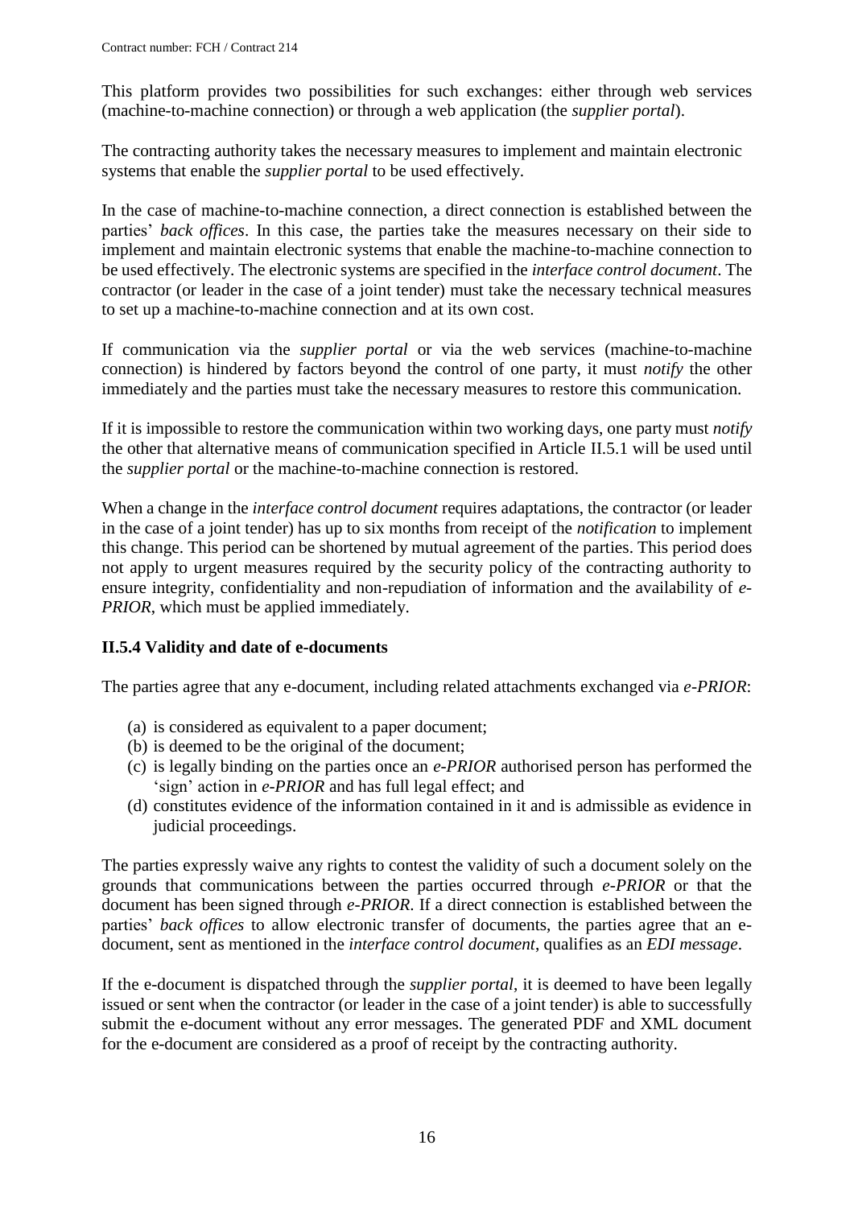This platform provides two possibilities for such exchanges: either through web services (machine-to-machine connection) or through a web application (the *supplier portal*).

The contracting authority takes the necessary measures to implement and maintain electronic systems that enable the *supplier portal* to be used effectively.

In the case of machine-to-machine connection, a direct connection is established between the parties' *back offices*. In this case, the parties take the measures necessary on their side to implement and maintain electronic systems that enable the machine-to-machine connection to be used effectively. The electronic systems are specified in the *interface control document*. The contractor (or leader in the case of a joint tender) must take the necessary technical measures to set up a machine-to-machine connection and at its own cost.

If communication via the *supplier portal* or via the web services (machine-to-machine connection) is hindered by factors beyond the control of one party, it must *notify* the other immediately and the parties must take the necessary measures to restore this communication.

If it is impossible to restore the communication within two working days, one party must *notify* the other that alternative means of communication specified in Article II.5.1 will be used until the *supplier portal* or the machine-to-machine connection is restored.

When a change in the *interface control document* requires adaptations, the contractor (or leader in the case of a joint tender) has up to six months from receipt of the *notification* to implement this change. This period can be shortened by mutual agreement of the parties. This period does not apply to urgent measures required by the security policy of the contracting authority to ensure integrity, confidentiality and non-repudiation of information and the availability of *e-PRIOR*, which must be applied immediately.

### II.5.4 Validity and date of e-documents

The parties agree that any e-document, including related attachments exchanged via *e-PRIOR*:

(a) is considered as equivalent to a paper document;
(b) is deemed to be the original of the document;
(c) is legally binding on the parties once an *e-PRIOR* authorised person has performed the 'sign' action in *e-PRIOR* and has full legal effect; and
(d) constitutes evidence of the information contained in it and is admissible as evidence in judicial proceedings.

The parties expressly waive any rights to contest the validity of such a document solely on the grounds that communications between the parties occurred through *e-PRIOR* or that the document has been signed through *e-PRIOR*. If a direct connection is established between the parties' *back offices* to allow electronic transfer of documents, the parties agree that an e-document, sent as mentioned in the *interface control document*, qualifies as an *EDI message*.

If the e-document is dispatched through the *supplier portal*, it is deemed to have been legally issued or sent when the contractor (or leader in the case of a joint tender) is able to successfully submit the e-document without any error messages. The generated PDF and XML document for the e-document are considered as a proof of receipt by the contracting authority.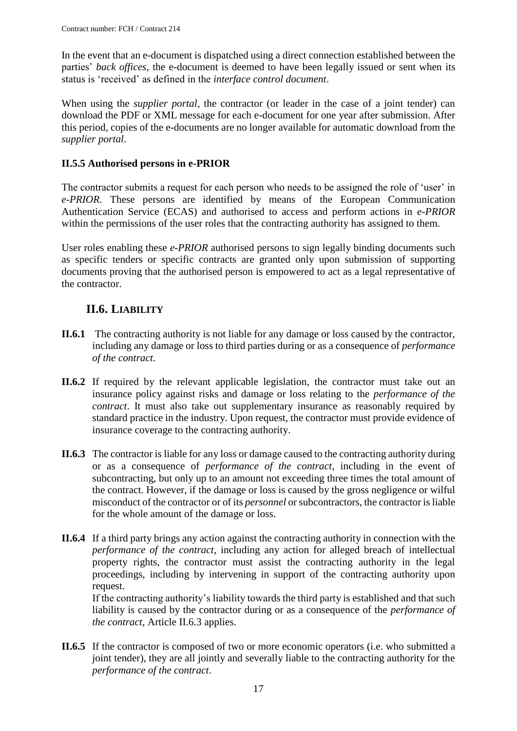In the event that an e-document is dispatched using a direct connection established between the parties' *back offices*, the e-document is deemed to have been legally issued or sent when its status is 'received' as defined in the *interface control document*.

When using the *supplier portal*, the contractor (or leader in the case of a joint tender) can download the PDF or XML message for each e-document for one year after submission. After this period, copies of the e-documents are no longer available for automatic download from the *supplier portal*.

### II.5.5 Authorised persons in e-PRIOR

The contractor submits a request for each person who needs to be assigned the role of 'user' in *e-PRIOR*. These persons are identified by means of the European Communication Authentication Service (ECAS) and authorised to access and perform actions in *e-PRIOR* within the permissions of the user roles that the contracting authority has assigned to them.

User roles enabling these *e-PRIOR* authorised persons to sign legally binding documents such as specific tenders or specific contracts are granted only upon submission of supporting documents proving that the authorised person is empowered to act as a legal representative of the contractor.

## II.6. LIABILITY

**II.6.1** The contracting authority is not liable for any damage or loss caused by the contractor, including any damage or loss to third parties during or as a consequence of *performance of the contract*.

**II.6.2** If required by the relevant applicable legislation, the contractor must take out an insurance policy against risks and damage or loss relating to the *performance of the contract*. It must also take out supplementary insurance as reasonably required by standard practice in the industry. Upon request, the contractor must provide evidence of insurance coverage to the contracting authority.

**II.6.3** The contractor is liable for any loss or damage caused to the contracting authority during or as a consequence of *performance of the contract*, including in the event of subcontracting, but only up to an amount not exceeding three times the total amount of the contract. However, if the damage or loss is caused by the gross negligence or wilful misconduct of the contractor or of its *personnel* or subcontractors, the contractor is liable for the whole amount of the damage or loss.

**II.6.4** If a third party brings any action against the contracting authority in connection with the *performance of the contract*, including any action for alleged breach of intellectual property rights, the contractor must assist the contracting authority in the legal proceedings, including by intervening in support of the contracting authority upon request.
If the contracting authority's liability towards the third party is established and that such liability is caused by the contractor during or as a consequence of the *performance of the contract*, Article II.6.3 applies.

**II.6.5** If the contractor is composed of two or more economic operators (i.e. who submitted a joint tender), they are all jointly and severally liable to the contracting authority for the *performance of the contract*.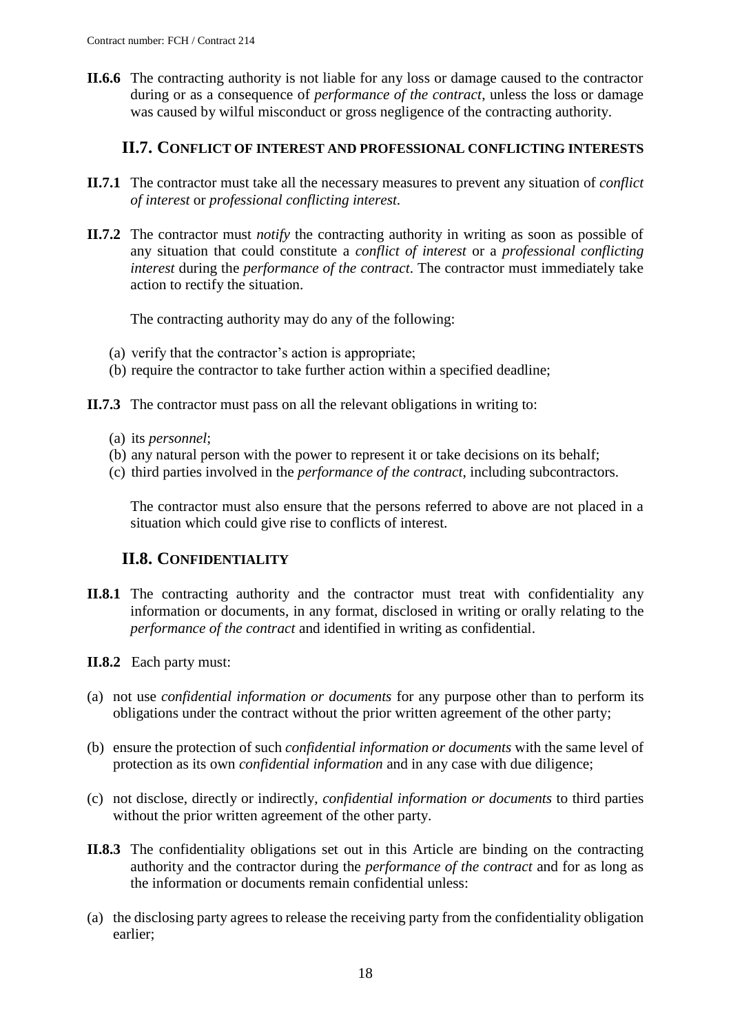**II.6.6** The contracting authority is not liable for any loss or damage caused to the contractor during or as a consequence of *performance of the contract*, unless the loss or damage was caused by wilful misconduct or gross negligence of the contracting authority.

## II.7. Conflict of interest and professional conflicting interests

**II.7.1** The contractor must take all the necessary measures to prevent any situation of *conflict of interest* or *professional conflicting interest.*

**II.7.2** The contractor must *notify* the contracting authority in writing as soon as possible of any situation that could constitute a *conflict of interest* or a *professional conflicting interest* during the *performance of the contract*. The contractor must immediately take action to rectify the situation.

The contracting authority may do any of the following:

(a) verify that the contractor's action is appropriate;
(b) require the contractor to take further action within a specified deadline;

**II.7.3** The contractor must pass on all the relevant obligations in writing to:

(a) its *personnel*;
(b) any natural person with the power to represent it or take decisions on its behalf;
(c) third parties involved in the *performance of the contract*, including subcontractors.

The contractor must also ensure that the persons referred to above are not placed in a situation which could give rise to conflicts of interest.

## II.8. Confidentiality

**II.8.1** The contracting authority and the contractor must treat with confidentiality any information or documents, in any format, disclosed in writing or orally relating to the *performance of the contract* and identified in writing as confidential.

**II.8.2** Each party must:

(a) not use *confidential information or documents* for any purpose other than to perform its obligations under the contract without the prior written agreement of the other party;

(b) ensure the protection of such *confidential information or documents* with the same level of protection as its own *confidential information* and in any case with due diligence;

(c) not disclose, directly or indirectly, *confidential information or documents* to third parties without the prior written agreement of the other party.

**II.8.3** The confidentiality obligations set out in this Article are binding on the contracting authority and the contractor during the *performance of the contract* and for as long as the information or documents remain confidential unless:

(a) the disclosing party agrees to release the receiving party from the confidentiality obligation earlier;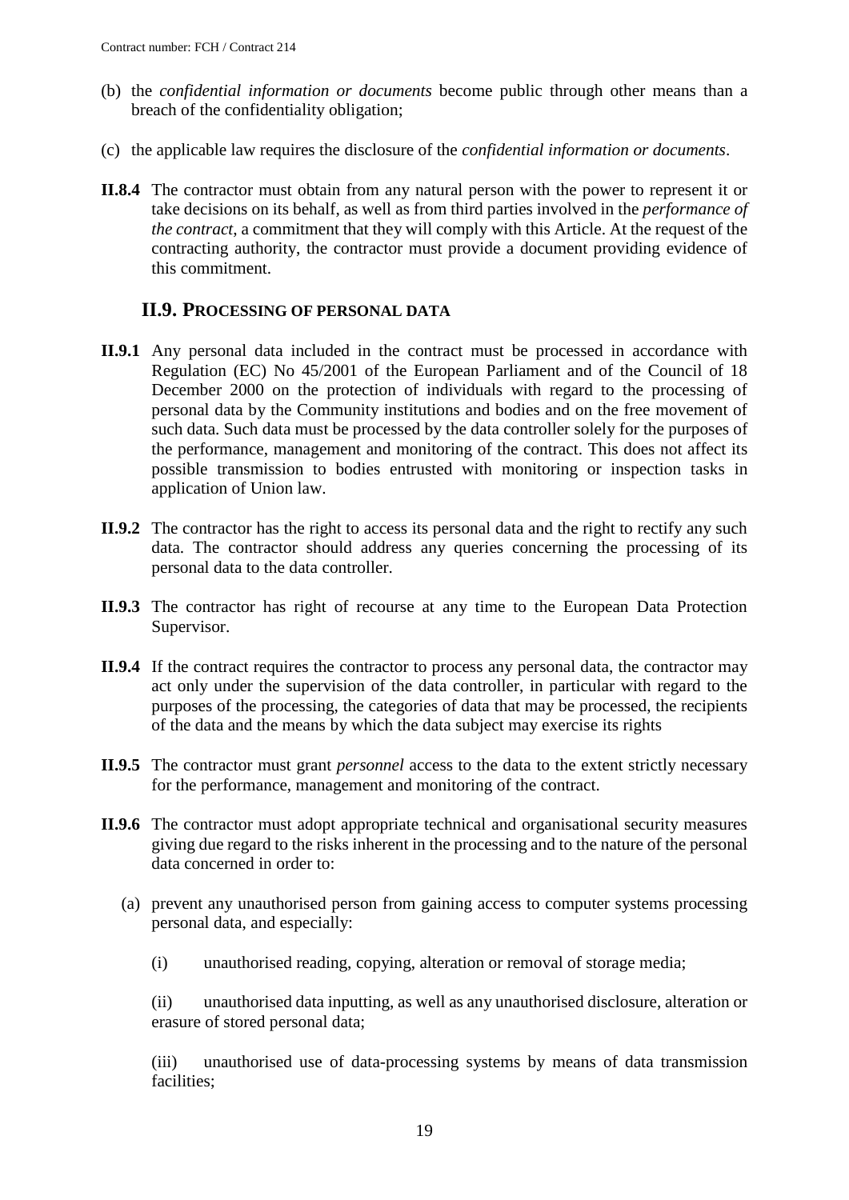(b) the *confidential information or documents* become public through other means than a breach of the confidentiality obligation;

(c) the applicable law requires the disclosure of the *confidential information or documents*.

**II.8.4** The contractor must obtain from any natural person with the power to represent it or take decisions on its behalf, as well as from third parties involved in the *performance of the contract*, a commitment that they will comply with this Article. At the request of the contracting authority, the contractor must provide a document providing evidence of this commitment.

## II.9. PROCESSING OF PERSONAL DATA

**II.9.1** Any personal data included in the contract must be processed in accordance with Regulation (EC) No 45/2001 of the European Parliament and of the Council of 18 December 2000 on the protection of individuals with regard to the processing of personal data by the Community institutions and bodies and on the free movement of such data. Such data must be processed by the data controller solely for the purposes of the performance, management and monitoring of the contract. This does not affect its possible transmission to bodies entrusted with monitoring or inspection tasks in application of Union law.

**II.9.2** The contractor has the right to access its personal data and the right to rectify any such data. The contractor should address any queries concerning the processing of its personal data to the data controller.

**II.9.3** The contractor has right of recourse at any time to the European Data Protection Supervisor.

**II.9.4** If the contract requires the contractor to process any personal data, the contractor may act only under the supervision of the data controller, in particular with regard to the purposes of the processing, the categories of data that may be processed, the recipients of the data and the means by which the data subject may exercise its rights

**II.9.5** The contractor must grant *personnel* access to the data to the extent strictly necessary for the performance, management and monitoring of the contract.

**II.9.6** The contractor must adopt appropriate technical and organisational security measures giving due regard to the risks inherent in the processing and to the nature of the personal data concerned in order to:

(a) prevent any unauthorised person from gaining access to computer systems processing personal data, and especially:

(i) unauthorised reading, copying, alteration or removal of storage media;

(ii) unauthorised data inputting, as well as any unauthorised disclosure, alteration or erasure of stored personal data;

(iii) unauthorised use of data-processing systems by means of data transmission facilities;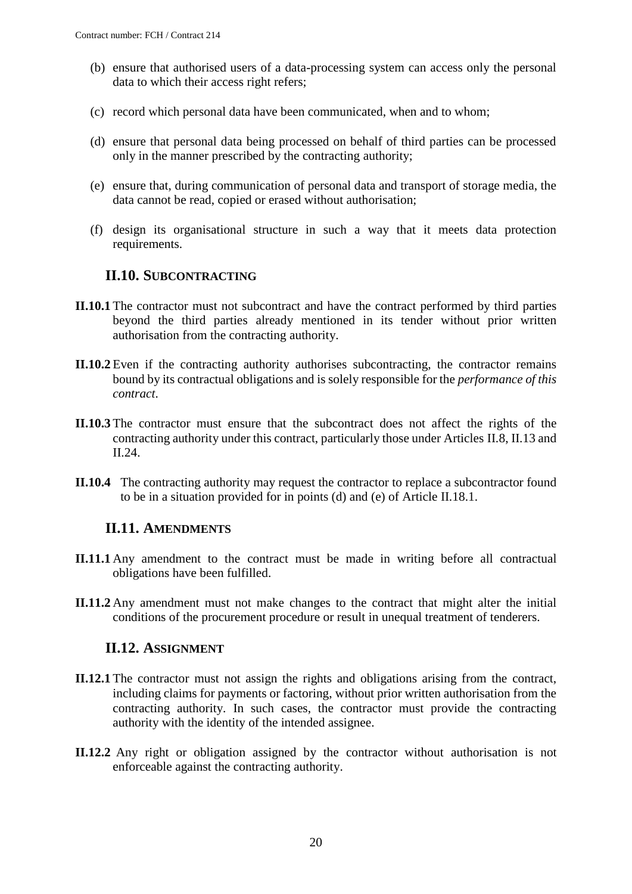(b) ensure that authorised users of a data-processing system can access only the personal data to which their access right refers;

(c) record which personal data have been communicated, when and to whom;

(d) ensure that personal data being processed on behalf of third parties can be processed only in the manner prescribed by the contracting authority;

(e) ensure that, during communication of personal data and transport of storage media, the data cannot be read, copied or erased without authorisation;

(f) design its organisational structure in such a way that it meets data protection requirements.

## II.10. Subcontracting

**II.10.1** The contractor must not subcontract and have the contract performed by third parties beyond the third parties already mentioned in its tender without prior written authorisation from the contracting authority.

**II.10.2** Even if the contracting authority authorises subcontracting, the contractor remains bound by its contractual obligations and is solely responsible for the *performance of this contract*.

**II.10.3** The contractor must ensure that the subcontract does not affect the rights of the contracting authority under this contract, particularly those under Articles II.8, II.13 and II.24.

**II.10.4** The contracting authority may request the contractor to replace a subcontractor found to be in a situation provided for in points (d) and (e) of Article II.18.1.

## II.11. Amendments

**II.11.1** Any amendment to the contract must be made in writing before all contractual obligations have been fulfilled.

**II.11.2** Any amendment must not make changes to the contract that might alter the initial conditions of the procurement procedure or result in unequal treatment of tenderers.

## II.12. Assignment

**II.12.1** The contractor must not assign the rights and obligations arising from the contract, including claims for payments or factoring, without prior written authorisation from the contracting authority. In such cases, the contractor must provide the contracting authority with the identity of the intended assignee.

**II.12.2** Any right or obligation assigned by the contractor without authorisation is not enforceable against the contracting authority.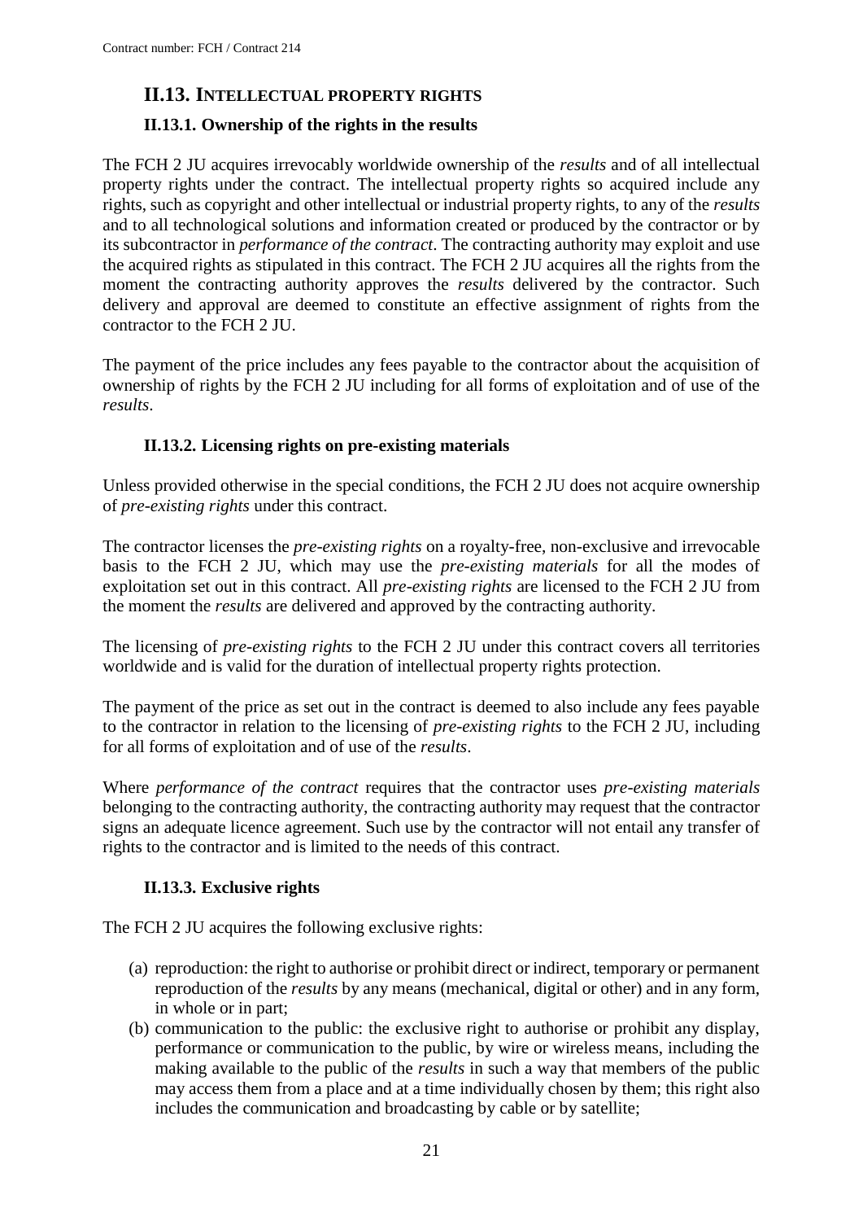## II.13. INTELLECTUAL PROPERTY RIGHTS

### II.13.1. Ownership of the rights in the results

The FCH 2 JU acquires irrevocably worldwide ownership of the *results* and of all intellectual property rights under the contract. The intellectual property rights so acquired include any rights, such as copyright and other intellectual or industrial property rights, to any of the *results* and to all technological solutions and information created or produced by the contractor or by its subcontractor in *performance of the contract*. The contracting authority may exploit and use the acquired rights as stipulated in this contract. The FCH 2 JU acquires all the rights from the moment the contracting authority approves the *results* delivered by the contractor. Such delivery and approval are deemed to constitute an effective assignment of rights from the contractor to the FCH 2 JU.

The payment of the price includes any fees payable to the contractor about the acquisition of ownership of rights by the FCH 2 JU including for all forms of exploitation and of use of the *results*.

### II.13.2. Licensing rights on pre-existing materials

Unless provided otherwise in the special conditions, the FCH 2 JU does not acquire ownership of *pre-existing rights* under this contract.

The contractor licenses the *pre-existing rights* on a royalty-free, non-exclusive and irrevocable basis to the FCH 2 JU, which may use the *pre-existing materials* for all the modes of exploitation set out in this contract. All *pre-existing rights* are licensed to the FCH 2 JU from the moment the *results* are delivered and approved by the contracting authority.

The licensing of *pre-existing rights* to the FCH 2 JU under this contract covers all territories worldwide and is valid for the duration of intellectual property rights protection.

The payment of the price as set out in the contract is deemed to also include any fees payable to the contractor in relation to the licensing of *pre-existing rights* to the FCH 2 JU, including for all forms of exploitation and of use of the *results*.

Where *performance of the contract* requires that the contractor uses *pre-existing materials* belonging to the contracting authority, the contracting authority may request that the contractor signs an adequate licence agreement. Such use by the contractor will not entail any transfer of rights to the contractor and is limited to the needs of this contract.

### II.13.3. Exclusive rights

The FCH 2 JU acquires the following exclusive rights:

(a) reproduction: the right to authorise or prohibit direct or indirect, temporary or permanent reproduction of the *results* by any means (mechanical, digital or other) and in any form, in whole or in part;

(b) communication to the public: the exclusive right to authorise or prohibit any display, performance or communication to the public, by wire or wireless means, including the making available to the public of the *results* in such a way that members of the public may access them from a place and at a time individually chosen by them; this right also includes the communication and broadcasting by cable or by satellite;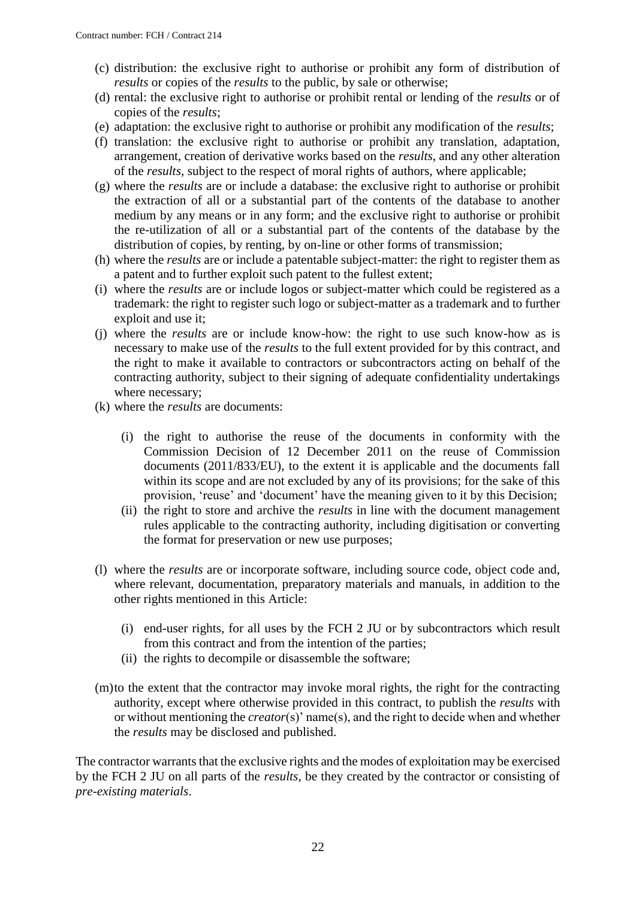(c) distribution: the exclusive right to authorise or prohibit any form of distribution of *results* or copies of the *results* to the public, by sale or otherwise;

(d) rental: the exclusive right to authorise or prohibit rental or lending of the *results* or of copies of the *results*;

(e) adaptation: the exclusive right to authorise or prohibit any modification of the *results*;

(f) translation: the exclusive right to authorise or prohibit any translation, adaptation, arrangement, creation of derivative works based on the *results*, and any other alteration of the *results*, subject to the respect of moral rights of authors, where applicable;

(g) where the *results* are or include a database: the exclusive right to authorise or prohibit the extraction of all or a substantial part of the contents of the database to another medium by any means or in any form; and the exclusive right to authorise or prohibit the re-utilization of all or a substantial part of the contents of the database by the distribution of copies, by renting, by on-line or other forms of transmission;

(h) where the *results* are or include a patentable subject-matter: the right to register them as a patent and to further exploit such patent to the fullest extent;

(i) where the *results* are or include logos or subject-matter which could be registered as a trademark: the right to register such logo or subject-matter as a trademark and to further exploit and use it;

(j) where the *results* are or include know-how: the right to use such know-how as is necessary to make use of the *results* to the full extent provided for by this contract, and the right to make it available to contractors or subcontractors acting on behalf of the contracting authority, subject to their signing of adequate confidentiality undertakings where necessary;

(k) where the *results* are documents:

   (i) the right to authorise the reuse of the documents in conformity with the Commission Decision of 12 December 2011 on the reuse of Commission documents (2011/833/EU), to the extent it is applicable and the documents fall within its scope and are not excluded by any of its provisions; for the sake of this provision, 'reuse' and 'document' have the meaning given to it by this Decision;

   (ii) the right to store and archive the *results* in line with the document management rules applicable to the contracting authority, including digitisation or converting the format for preservation or new use purposes;

(l) where the *results* are or incorporate software, including source code, object code and, where relevant, documentation, preparatory materials and manuals, in addition to the other rights mentioned in this Article:

   (i) end-user rights, for all uses by the FCH 2 JU or by subcontractors which result from this contract and from the intention of the parties;

   (ii) the rights to decompile or disassemble the software;

(m) to the extent that the contractor may invoke moral rights, the right for the contracting authority, except where otherwise provided in this contract, to publish the *results* with or without mentioning the *creator*(s)' name(s), and the right to decide when and whether the *results* may be disclosed and published.

The contractor warrants that the exclusive rights and the modes of exploitation may be exercised by the FCH 2 JU on all parts of the *results*, be they created by the contractor or consisting of *pre-existing materials*.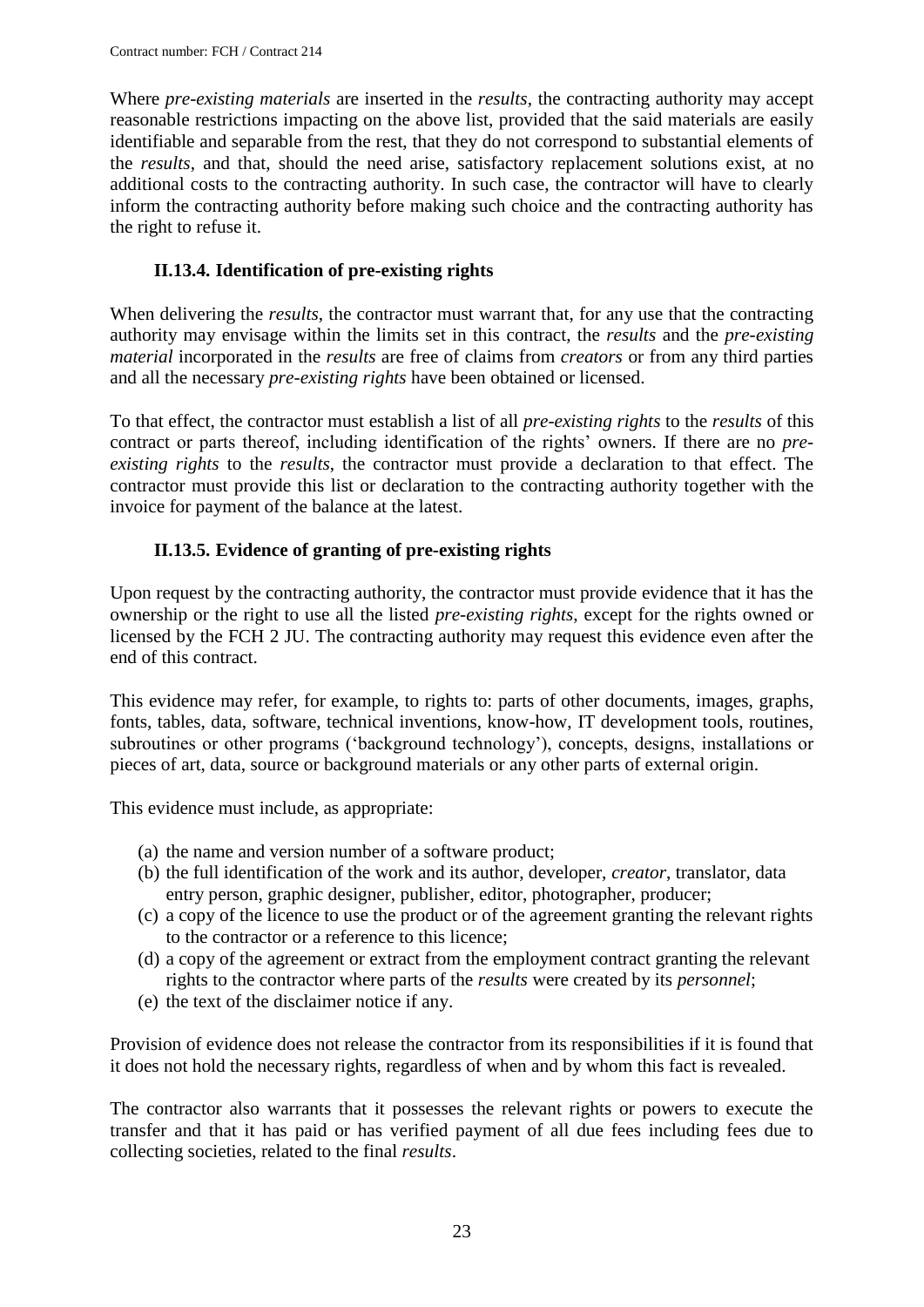Where *pre-existing materials* are inserted in the *results*, the contracting authority may accept reasonable restrictions impacting on the above list, provided that the said materials are easily identifiable and separable from the rest, that they do not correspond to substantial elements of the *results*, and that, should the need arise, satisfactory replacement solutions exist, at no additional costs to the contracting authority. In such case, the contractor will have to clearly inform the contracting authority before making such choice and the contracting authority has the right to refuse it.

### II.13.4. Identification of pre-existing rights

When delivering the *results*, the contractor must warrant that, for any use that the contracting authority may envisage within the limits set in this contract, the *results* and the *pre-existing material* incorporated in the *results* are free of claims from *creators* or from any third parties and all the necessary *pre-existing rights* have been obtained or licensed.

To that effect, the contractor must establish a list of all *pre-existing rights* to the *results* of this contract or parts thereof, including identification of the rights' owners. If there are no *pre-existing rights* to the *results*, the contractor must provide a declaration to that effect. The contractor must provide this list or declaration to the contracting authority together with the invoice for payment of the balance at the latest.

### II.13.5. Evidence of granting of pre-existing rights

Upon request by the contracting authority, the contractor must provide evidence that it has the ownership or the right to use all the listed *pre-existing rights*, except for the rights owned or licensed by the FCH 2 JU. The contracting authority may request this evidence even after the end of this contract.

This evidence may refer, for example, to rights to: parts of other documents, images, graphs, fonts, tables, data, software, technical inventions, know-how, IT development tools, routines, subroutines or other programs ('background technology'), concepts, designs, installations or pieces of art, data, source or background materials or any other parts of external origin.

This evidence must include, as appropriate:

(a) the name and version number of a software product;
(b) the full identification of the work and its author, developer, *creator*, translator, data entry person, graphic designer, publisher, editor, photographer, producer;
(c) a copy of the licence to use the product or of the agreement granting the relevant rights to the contractor or a reference to this licence;
(d) a copy of the agreement or extract from the employment contract granting the relevant rights to the contractor where parts of the *results* were created by its *personnel*;
(e) the text of the disclaimer notice if any.

Provision of evidence does not release the contractor from its responsibilities if it is found that it does not hold the necessary rights, regardless of when and by whom this fact is revealed.

The contractor also warrants that it possesses the relevant rights or powers to execute the transfer and that it has paid or has verified payment of all due fees including fees due to collecting societies, related to the final *results*.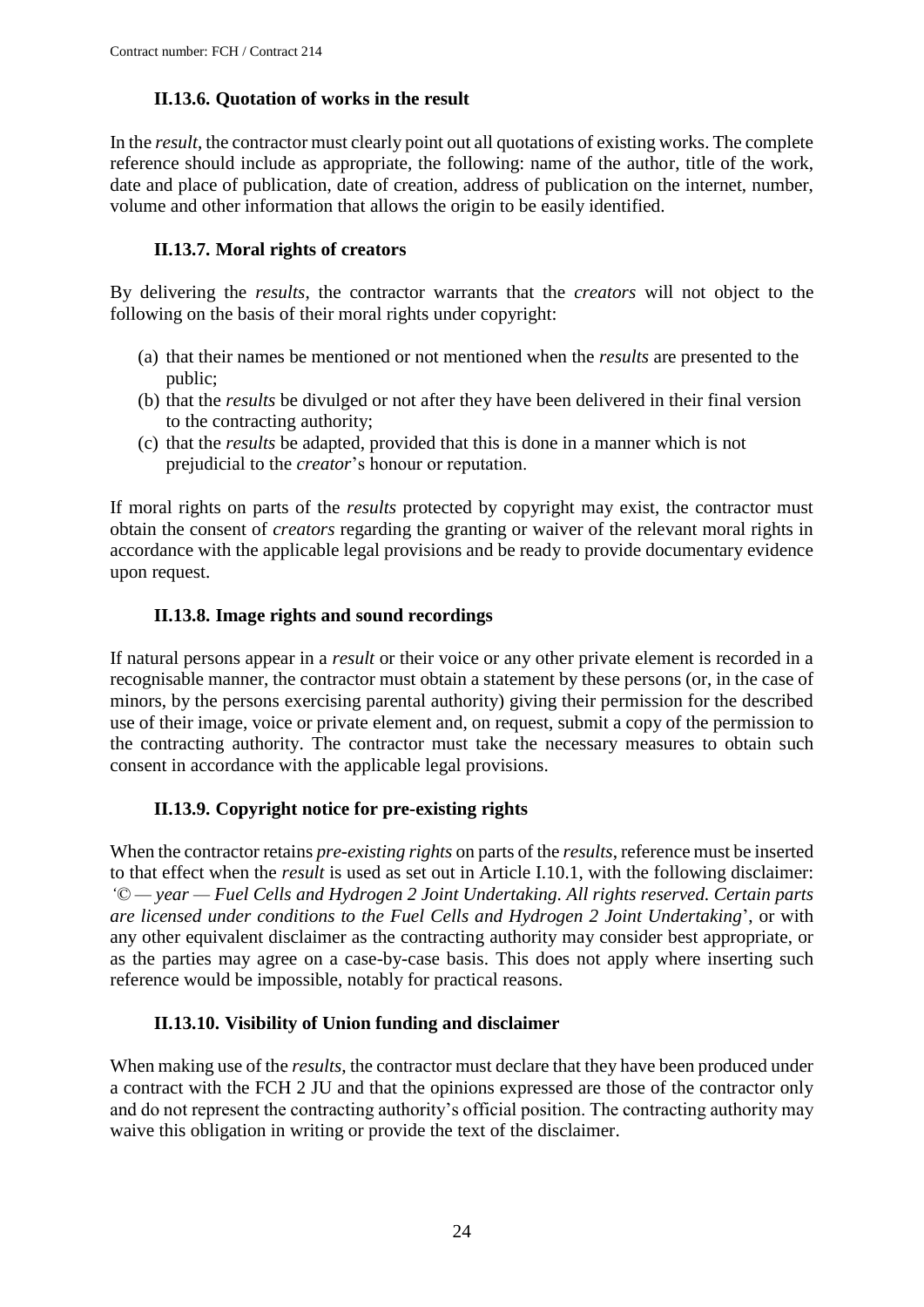### II.13.6. Quotation of works in the result

In the *result*, the contractor must clearly point out all quotations of existing works. The complete reference should include as appropriate, the following: name of the author, title of the work, date and place of publication, date of creation, address of publication on the internet, number, volume and other information that allows the origin to be easily identified.

### II.13.7. Moral rights of creators

By delivering the *results*, the contractor warrants that the *creators* will not object to the following on the basis of their moral rights under copyright:

(a) that their names be mentioned or not mentioned when the *results* are presented to the public;
(b) that the *results* be divulged or not after they have been delivered in their final version to the contracting authority;
(c) that the *results* be adapted, provided that this is done in a manner which is not prejudicial to the *creator*'s honour or reputation.

If moral rights on parts of the *results* protected by copyright may exist, the contractor must obtain the consent of *creators* regarding the granting or waiver of the relevant moral rights in accordance with the applicable legal provisions and be ready to provide documentary evidence upon request.

### II.13.8. Image rights and sound recordings

If natural persons appear in a *result* or their voice or any other private element is recorded in a recognisable manner, the contractor must obtain a statement by these persons (or, in the case of minors, by the persons exercising parental authority) giving their permission for the described use of their image, voice or private element and, on request, submit a copy of the permission to the contracting authority. The contractor must take the necessary measures to obtain such consent in accordance with the applicable legal provisions.

### II.13.9. Copyright notice for pre-existing rights

When the contractor retains *pre-existing rights* on parts of the *results*, reference must be inserted to that effect when the *result* is used as set out in Article I.10.1, with the following disclaimer: '*© — year — Fuel Cells and Hydrogen 2 Joint Undertaking. All rights reserved. Certain parts are licensed under conditions to the Fuel Cells and Hydrogen 2 Joint Undertaking*', or with any other equivalent disclaimer as the contracting authority may consider best appropriate, or as the parties may agree on a case-by-case basis. This does not apply where inserting such reference would be impossible, notably for practical reasons.

### II.13.10. Visibility of Union funding and disclaimer

When making use of the *results*, the contractor must declare that they have been produced under a contract with the FCH 2 JU and that the opinions expressed are those of the contractor only and do not represent the contracting authority's official position. The contracting authority may waive this obligation in writing or provide the text of the disclaimer.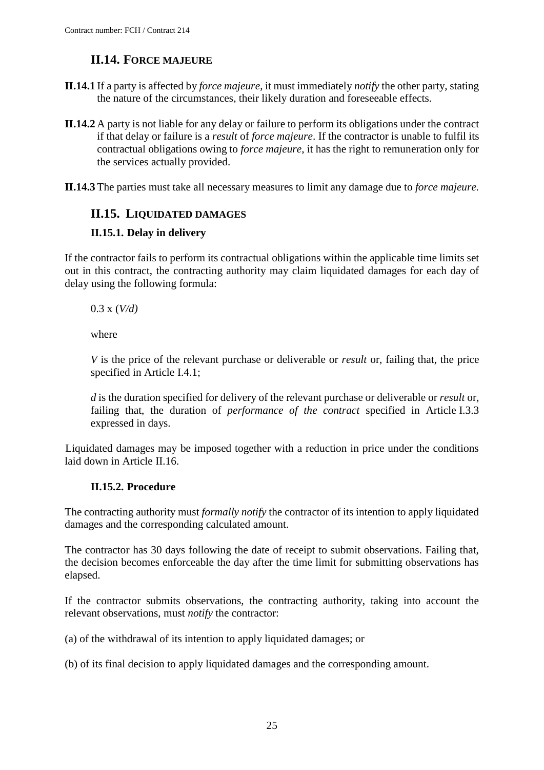## II.14. FORCE MAJEURE

**II.14.1** If a party is affected by *force majeure*, it must immediately *notify* the other party, stating the nature of the circumstances, their likely duration and foreseeable effects.

**II.14.2** A party is not liable for any delay or failure to perform its obligations under the contract if that delay or failure is a *result* of *force majeure*. If the contractor is unable to fulfil its contractual obligations owing to *force majeure*, it has the right to remuneration only for the services actually provided.

**II.14.3** The parties must take all necessary measures to limit any damage due to *force majeure.*

## II.15. LIQUIDATED DAMAGES

### II.15.1. Delay in delivery

If the contractor fails to perform its contractual obligations within the applicable time limits set out in this contract, the contracting authority may claim liquidated damages for each day of delay using the following formula:

$0.3 \times (V/d)$

where

*V* is the price of the relevant purchase or deliverable or *result* or, failing that, the price specified in Article I.4.1;

*d* is the duration specified for delivery of the relevant purchase or deliverable or *result* or, failing that, the duration of *performance of the contract* specified in Article I.3.3 expressed in days.

Liquidated damages may be imposed together with a reduction in price under the conditions laid down in Article II.16.

### II.15.2. Procedure

The contracting authority must *formally notify* the contractor of its intention to apply liquidated damages and the corresponding calculated amount.

The contractor has 30 days following the date of receipt to submit observations. Failing that, the decision becomes enforceable the day after the time limit for submitting observations has elapsed.

If the contractor submits observations, the contracting authority, taking into account the relevant observations, must *notify* the contractor:

(a) of the withdrawal of its intention to apply liquidated damages; or

(b) of its final decision to apply liquidated damages and the corresponding amount.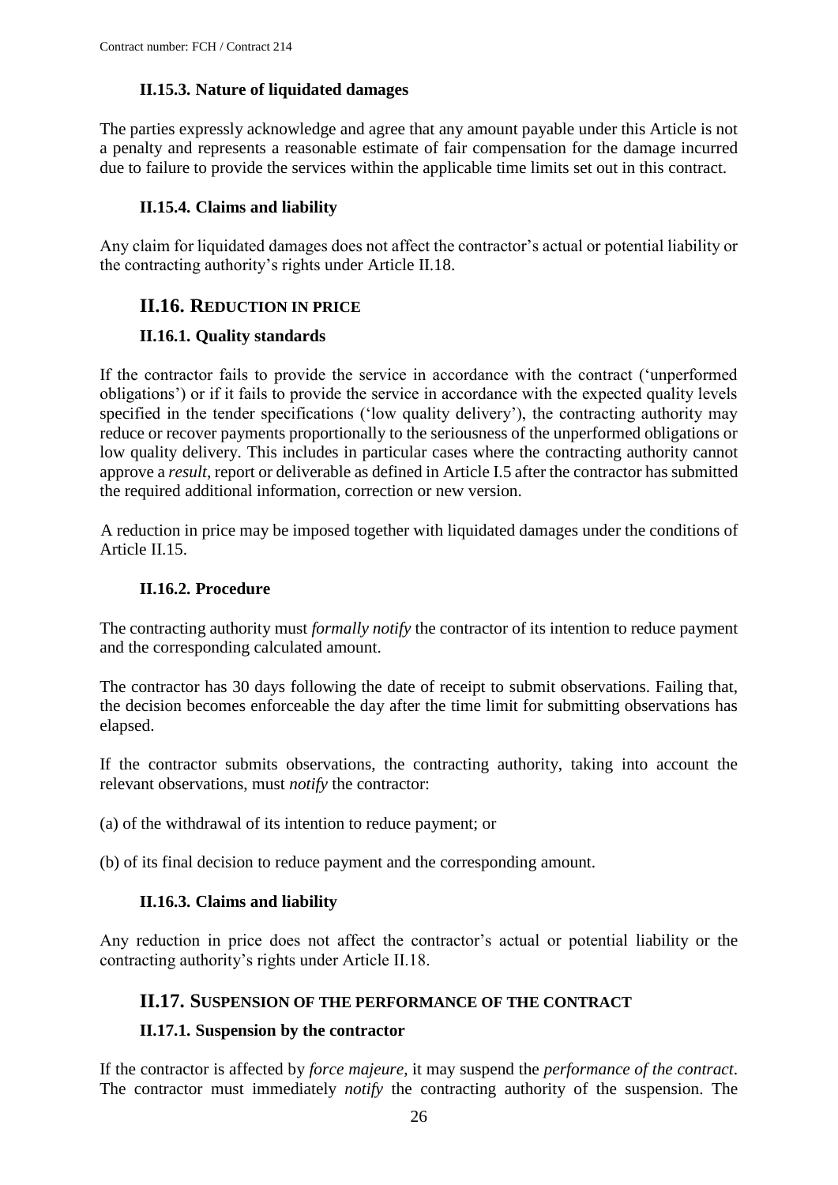### II.15.3. Nature of liquidated damages

The parties expressly acknowledge and agree that any amount payable under this Article is not a penalty and represents a reasonable estimate of fair compensation for the damage incurred due to failure to provide the services within the applicable time limits set out in this contract.

### II.15.4. Claims and liability

Any claim for liquidated damages does not affect the contractor's actual or potential liability or the contracting authority's rights under Article II.18.

## II.16. REDUCTION IN PRICE

### II.16.1. Quality standards

If the contractor fails to provide the service in accordance with the contract ('unperformed obligations') or if it fails to provide the service in accordance with the expected quality levels specified in the tender specifications ('low quality delivery'), the contracting authority may reduce or recover payments proportionally to the seriousness of the unperformed obligations or low quality delivery. This includes in particular cases where the contracting authority cannot approve a *result*, report or deliverable as defined in Article I.5 after the contractor has submitted the required additional information, correction or new version.

A reduction in price may be imposed together with liquidated damages under the conditions of Article II.15.

### II.16.2. Procedure

The contracting authority must *formally notify* the contractor of its intention to reduce payment and the corresponding calculated amount.

The contractor has 30 days following the date of receipt to submit observations. Failing that, the decision becomes enforceable the day after the time limit for submitting observations has elapsed.

If the contractor submits observations, the contracting authority, taking into account the relevant observations, must *notify* the contractor:

(a) of the withdrawal of its intention to reduce payment; or

(b) of its final decision to reduce payment and the corresponding amount.

### II.16.3. Claims and liability

Any reduction in price does not affect the contractor's actual or potential liability or the contracting authority's rights under Article II.18.

## II.17. SUSPENSION OF THE PERFORMANCE OF THE CONTRACT

### II.17.1. Suspension by the contractor

If the contractor is affected by *force majeure*, it may suspend the *performance of the contract*. The contractor must immediately *notify* the contracting authority of the suspension. The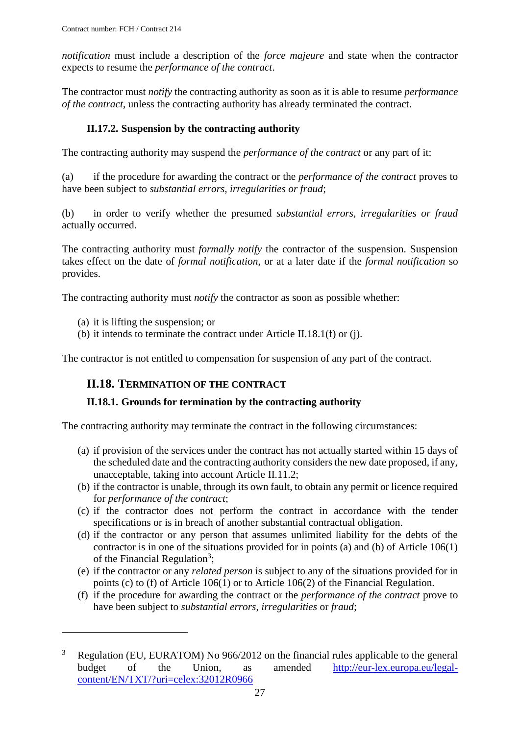*notification* must include a description of the *force majeure* and state when the contractor expects to resume the *performance of the contract*.

The contractor must *notify* the contracting authority as soon as it is able to resume *performance of the contract*, unless the contracting authority has already terminated the contract.

### II.17.2. Suspension by the contracting authority

The contracting authority may suspend the *performance of the contract* or any part of it:

(a) if the procedure for awarding the contract or the *performance of the contract* proves to have been subject to *substantial errors, irregularities or fraud*;

(b) in order to verify whether the presumed *substantial errors, irregularities or fraud* actually occurred.

The contracting authority must *formally notify* the contractor of the suspension. Suspension takes effect on the date of *formal notification*, or at a later date if the *formal notification* so provides.

The contracting authority must *notify* the contractor as soon as possible whether:

(a) it is lifting the suspension; or
(b) it intends to terminate the contract under Article II.18.1(f) or (j).

The contractor is not entitled to compensation for suspension of any part of the contract.

## II.18. Termination of the contract

### II.18.1. Grounds for termination by the contracting authority

The contracting authority may terminate the contract in the following circumstances:

(a) if provision of the services under the contract has not actually started within 15 days of the scheduled date and the contracting authority considers the new date proposed, if any, unacceptable, taking into account Article II.11.2;
(b) if the contractor is unable, through its own fault, to obtain any permit or licence required for *performance of the contract*;
(c) if the contractor does not perform the contract in accordance with the tender specifications or is in breach of another substantial contractual obligation.
(d) if the contractor or any person that assumes unlimited liability for the debts of the contractor is in one of the situations provided for in points (a) and (b) of Article 106(1) of the Financial Regulation[3];
(e) if the contractor or any *related person* is subject to any of the situations provided for in points (c) to (f) of Article 106(1) or to Article 106(2) of the Financial Regulation.
(f) if the procedure for awarding the contract or the *performance of the contract* prove to have been subject to *substantial errors, irregularities* or *fraud*;

[3] Regulation (EU, EURATOM) No 966/2012 on the financial rules applicable to the general budget of the Union, as amended http://eur-lex.europa.eu/legal-content/EN/TXT/?uri=celex:32012R0966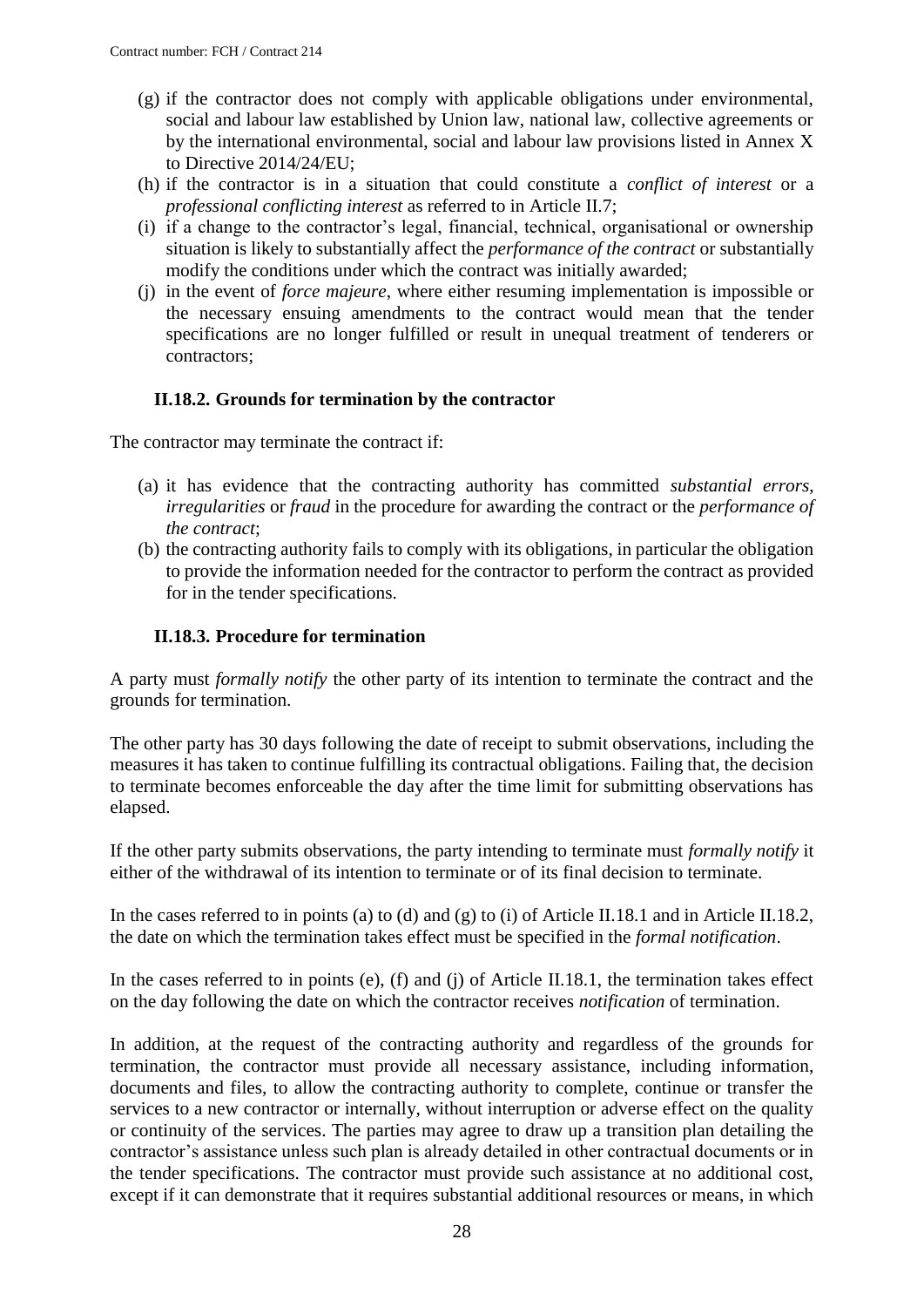(g) if the contractor does not comply with applicable obligations under environmental, social and labour law established by Union law, national law, collective agreements or by the international environmental, social and labour law provisions listed in Annex X to Directive 2014/24/EU;

(h) if the contractor is in a situation that could constitute a *conflict of interest* or a *professional conflicting interest* as referred to in Article II.7;

(i) if a change to the contractor's legal, financial, technical, organisational or ownership situation is likely to substantially affect the *performance of the contract* or substantially modify the conditions under which the contract was initially awarded;

(j) in the event of *force majeure*, where either resuming implementation is impossible or the necessary ensuing amendments to the contract would mean that the tender specifications are no longer fulfilled or result in unequal treatment of tenderers or contractors;

### II.18.2. Grounds for termination by the contractor

The contractor may terminate the contract if:

(a) it has evidence that the contracting authority has committed *substantial errors, irregularities* or *fraud* in the procedure for awarding the contract or the *performance of the contract*;

(b) the contracting authority fails to comply with its obligations, in particular the obligation to provide the information needed for the contractor to perform the contract as provided for in the tender specifications.

### II.18.3. Procedure for termination

A party must *formally notify* the other party of its intention to terminate the contract and the grounds for termination.

The other party has 30 days following the date of receipt to submit observations, including the measures it has taken to continue fulfilling its contractual obligations. Failing that, the decision to terminate becomes enforceable the day after the time limit for submitting observations has elapsed.

If the other party submits observations, the party intending to terminate must *formally notify* it either of the withdrawal of its intention to terminate or of its final decision to terminate.

In the cases referred to in points (a) to (d) and (g) to (i) of Article II.18.1 and in Article II.18.2, the date on which the termination takes effect must be specified in the *formal notification*.

In the cases referred to in points (e), (f) and (j) of Article II.18.1, the termination takes effect on the day following the date on which the contractor receives *notification* of termination.

In addition, at the request of the contracting authority and regardless of the grounds for termination, the contractor must provide all necessary assistance, including information, documents and files, to allow the contracting authority to complete, continue or transfer the services to a new contractor or internally, without interruption or adverse effect on the quality or continuity of the services. The parties may agree to draw up a transition plan detailing the contractor's assistance unless such plan is already detailed in other contractual documents or in the tender specifications. The contractor must provide such assistance at no additional cost, except if it can demonstrate that it requires substantial additional resources or means, in which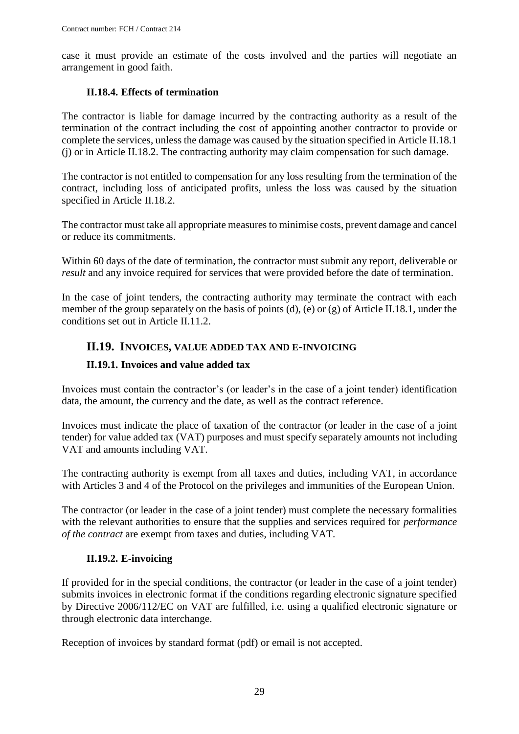case it must provide an estimate of the costs involved and the parties will negotiate an arrangement in good faith.

#### II.18.4. Effects of termination

The contractor is liable for damage incurred by the contracting authority as a result of the termination of the contract including the cost of appointing another contractor to provide or complete the services, unless the damage was caused by the situation specified in Article II.18.1 (j) or in Article II.18.2. The contracting authority may claim compensation for such damage.

The contractor is not entitled to compensation for any loss resulting from the termination of the contract, including loss of anticipated profits, unless the loss was caused by the situation specified in Article II.18.2.

The contractor must take all appropriate measures to minimise costs, prevent damage and cancel or reduce its commitments.

Within 60 days of the date of termination, the contractor must submit any report, deliverable or *result* and any invoice required for services that were provided before the date of termination.

In the case of joint tenders, the contracting authority may terminate the contract with each member of the group separately on the basis of points (d), (e) or (g) of Article II.18.1, under the conditions set out in Article II.11.2.

### II.19. INVOICES, VALUE ADDED TAX AND E-INVOICING

#### II.19.1. Invoices and value added tax

Invoices must contain the contractor's (or leader's in the case of a joint tender) identification data, the amount, the currency and the date, as well as the contract reference.

Invoices must indicate the place of taxation of the contractor (or leader in the case of a joint tender) for value added tax (VAT) purposes and must specify separately amounts not including VAT and amounts including VAT.

The contracting authority is exempt from all taxes and duties, including VAT, in accordance with Articles 3 and 4 of the Protocol on the privileges and immunities of the European Union.

The contractor (or leader in the case of a joint tender) must complete the necessary formalities with the relevant authorities to ensure that the supplies and services required for *performance of the contract* are exempt from taxes and duties, including VAT.

#### II.19.2. E-invoicing

If provided for in the special conditions, the contractor (or leader in the case of a joint tender) submits invoices in electronic format if the conditions regarding electronic signature specified by Directive 2006/112/EC on VAT are fulfilled, i.e. using a qualified electronic signature or through electronic data interchange.

Reception of invoices by standard format (pdf) or email is not accepted.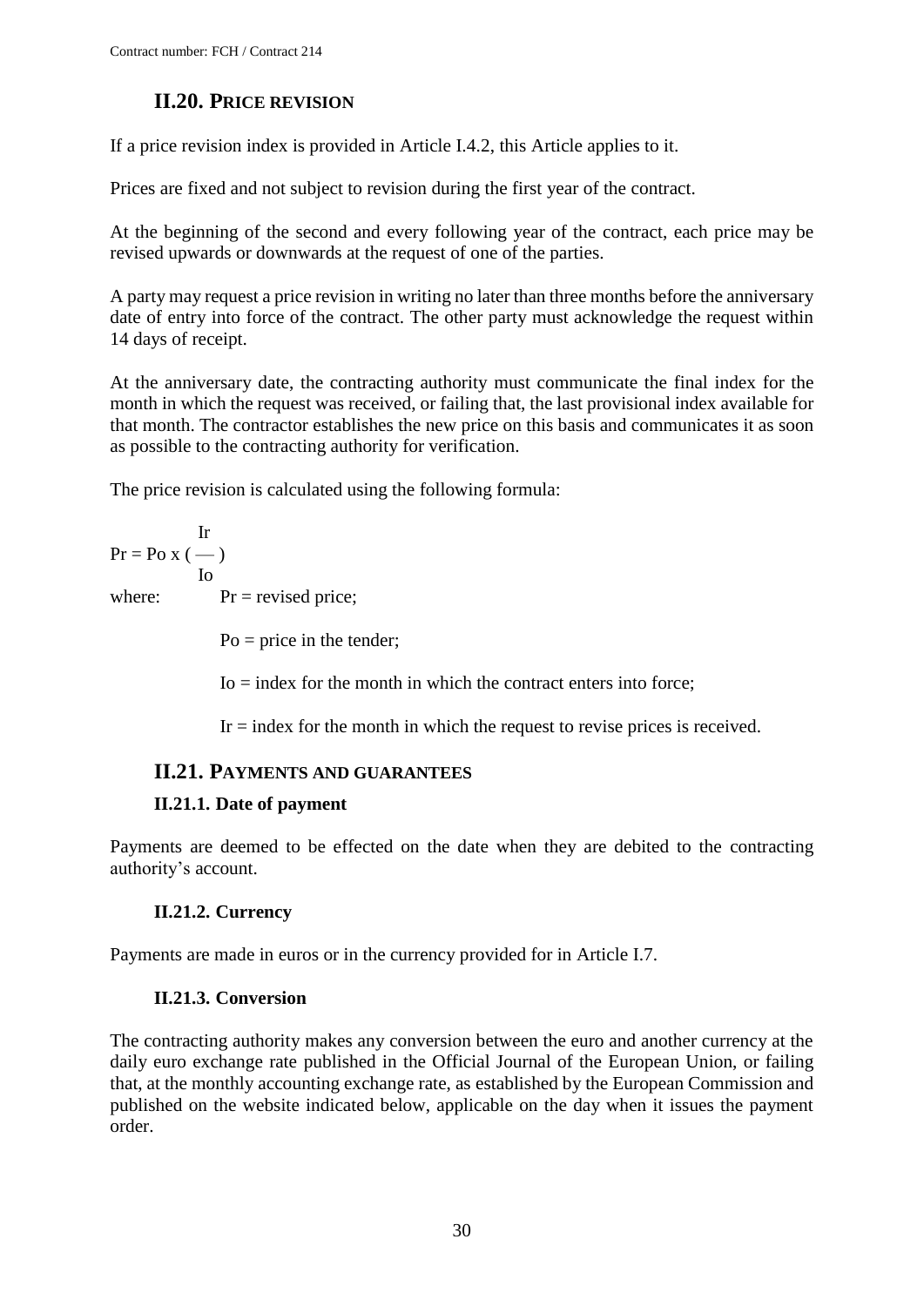## II.20. PRICE REVISION

If a price revision index is provided in Article I.4.2, this Article applies to it.

Prices are fixed and not subject to revision during the first year of the contract.

At the beginning of the second and every following year of the contract, each price may be revised upwards or downwards at the request of one of the parties.

A party may request a price revision in writing no later than three months before the anniversary date of entry into force of the contract. The other party must acknowledge the request within 14 days of receipt.

At the anniversary date, the contracting authority must communicate the final index for the month in which the request was received, or failing that, the last provisional index available for that month. The contractor establishes the new price on this basis and communicates it as soon as possible to the contracting authority for verification.

The price revision is calculated using the following formula:

$$Pr = Po \times \left( \frac{Ir}{Io} \right)$$

where: $Pr$ = revised price;

$Po$ = price in the tender;

$Io$ = index for the month in which the contract enters into force;

$Ir$ = index for the month in which the request to revise prices is received.

## II.21. PAYMENTS AND GUARANTEES

### II.21.1. Date of payment

Payments are deemed to be effected on the date when they are debited to the contracting authority's account.

### II.21.2. Currency

Payments are made in euros or in the currency provided for in Article I.7.

### II.21.3. Conversion

The contracting authority makes any conversion between the euro and another currency at the daily euro exchange rate published in the Official Journal of the European Union, or failing that, at the monthly accounting exchange rate, as established by the European Commission and published on the website indicated below, applicable on the day when it issues the payment order.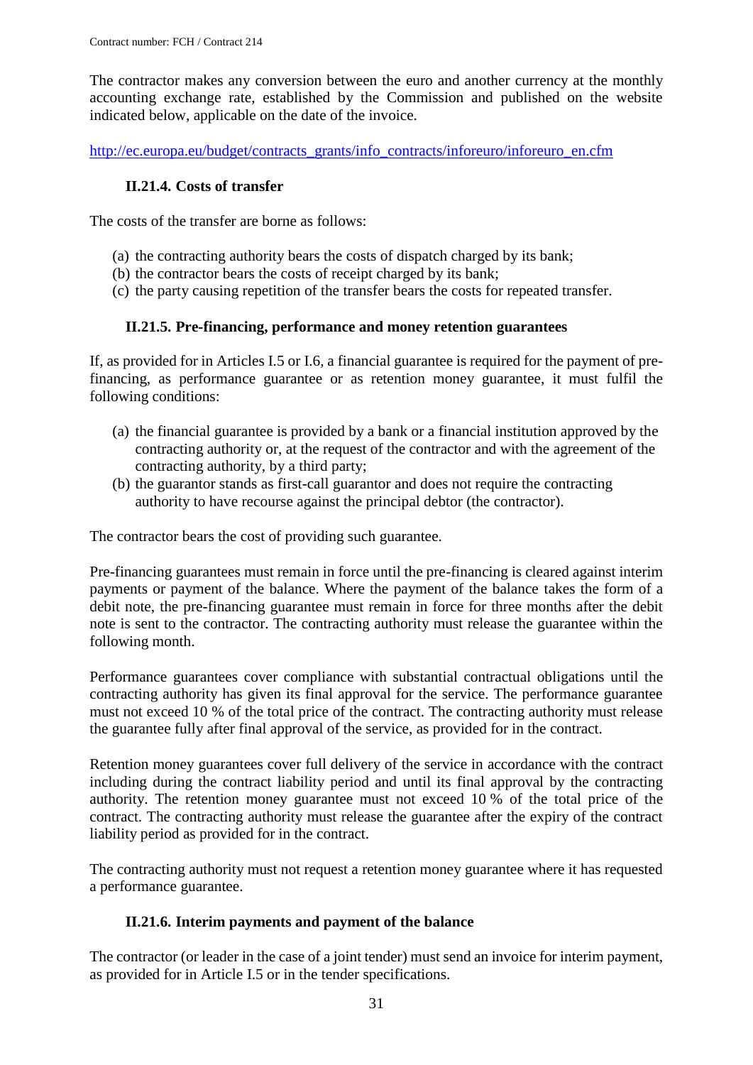The contractor makes any conversion between the euro and another currency at the monthly accounting exchange rate, established by the Commission and published on the website indicated below, applicable on the date of the invoice.

http://ec.europa.eu/budget/contracts_grants/info_contracts/inforeuro/inforeuro_en.cfm

### II.21.4. Costs of transfer

The costs of the transfer are borne as follows:

(a) the contracting authority bears the costs of dispatch charged by its bank;
(b) the contractor bears the costs of receipt charged by its bank;
(c) the party causing repetition of the transfer bears the costs for repeated transfer.

### II.21.5. Pre-financing, performance and money retention guarantees

If, as provided for in Articles I.5 or I.6, a financial guarantee is required for the payment of pre-financing, as performance guarantee or as retention money guarantee, it must fulfil the following conditions:

(a) the financial guarantee is provided by a bank or a financial institution approved by the contracting authority or, at the request of the contractor and with the agreement of the contracting authority, by a third party;
(b) the guarantor stands as first-call guarantor and does not require the contracting authority to have recourse against the principal debtor (the contractor).

The contractor bears the cost of providing such guarantee.

Pre-financing guarantees must remain in force until the pre-financing is cleared against interim payments or payment of the balance. Where the payment of the balance takes the form of a debit note, the pre-financing guarantee must remain in force for three months after the debit note is sent to the contractor. The contracting authority must release the guarantee within the following month.

Performance guarantees cover compliance with substantial contractual obligations until the contracting authority has given its final approval for the service. The performance guarantee must not exceed 10 % of the total price of the contract. The contracting authority must release the guarantee fully after final approval of the service, as provided for in the contract.

Retention money guarantees cover full delivery of the service in accordance with the contract including during the contract liability period and until its final approval by the contracting authority. The retention money guarantee must not exceed 10 % of the total price of the contract. The contracting authority must release the guarantee after the expiry of the contract liability period as provided for in the contract.

The contracting authority must not request a retention money guarantee where it has requested a performance guarantee.

### II.21.6. Interim payments and payment of the balance

The contractor (or leader in the case of a joint tender) must send an invoice for interim payment, as provided for in Article I.5 or in the tender specifications.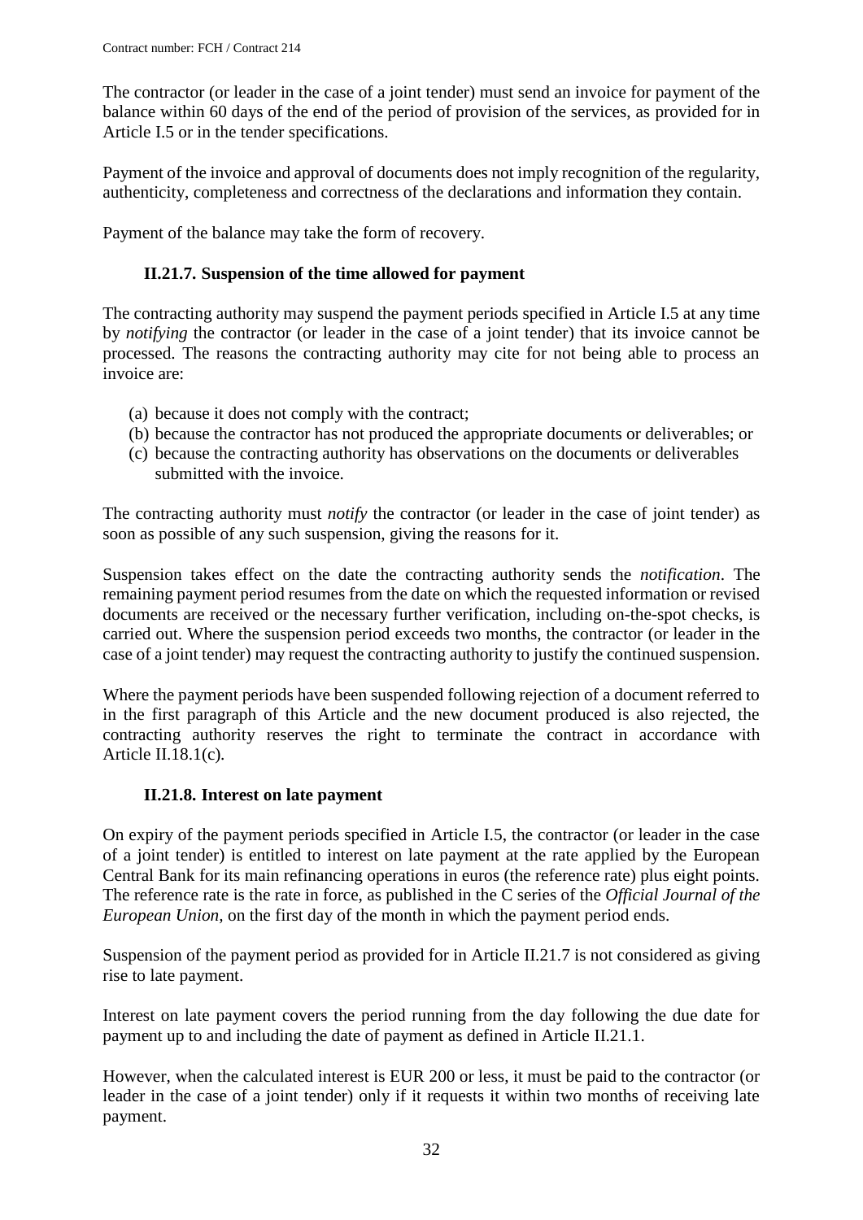The contractor (or leader in the case of a joint tender) must send an invoice for payment of the balance within 60 days of the end of the period of provision of the services, as provided for in Article I.5 or in the tender specifications.

Payment of the invoice and approval of documents does not imply recognition of the regularity, authenticity, completeness and correctness of the declarations and information they contain.

Payment of the balance may take the form of recovery.

### II.21.7. Suspension of the time allowed for payment

The contracting authority may suspend the payment periods specified in Article I.5 at any time by *notifying* the contractor (or leader in the case of a joint tender) that its invoice cannot be processed. The reasons the contracting authority may cite for not being able to process an invoice are:

(a) because it does not comply with the contract;
(b) because the contractor has not produced the appropriate documents or deliverables; or
(c) because the contracting authority has observations on the documents or deliverables submitted with the invoice.

The contracting authority must *notify* the contractor (or leader in the case of joint tender) as soon as possible of any such suspension, giving the reasons for it.

Suspension takes effect on the date the contracting authority sends the *notification*. The remaining payment period resumes from the date on which the requested information or revised documents are received or the necessary further verification, including on-the-spot checks, is carried out. Where the suspension period exceeds two months, the contractor (or leader in the case of a joint tender) may request the contracting authority to justify the continued suspension.

Where the payment periods have been suspended following rejection of a document referred to in the first paragraph of this Article and the new document produced is also rejected, the contracting authority reserves the right to terminate the contract in accordance with Article II.18.1(c).

### II.21.8. Interest on late payment

On expiry of the payment periods specified in Article I.5, the contractor (or leader in the case of a joint tender) is entitled to interest on late payment at the rate applied by the European Central Bank for its main refinancing operations in euros (the reference rate) plus eight points. The reference rate is the rate in force, as published in the C series of the *Official Journal of the European Union,* on the first day of the month in which the payment period ends.

Suspension of the payment period as provided for in Article II.21.7 is not considered as giving rise to late payment.

Interest on late payment covers the period running from the day following the due date for payment up to and including the date of payment as defined in Article II.21.1.

However, when the calculated interest is EUR 200 or less, it must be paid to the contractor (or leader in the case of a joint tender) only if it requests it within two months of receiving late payment.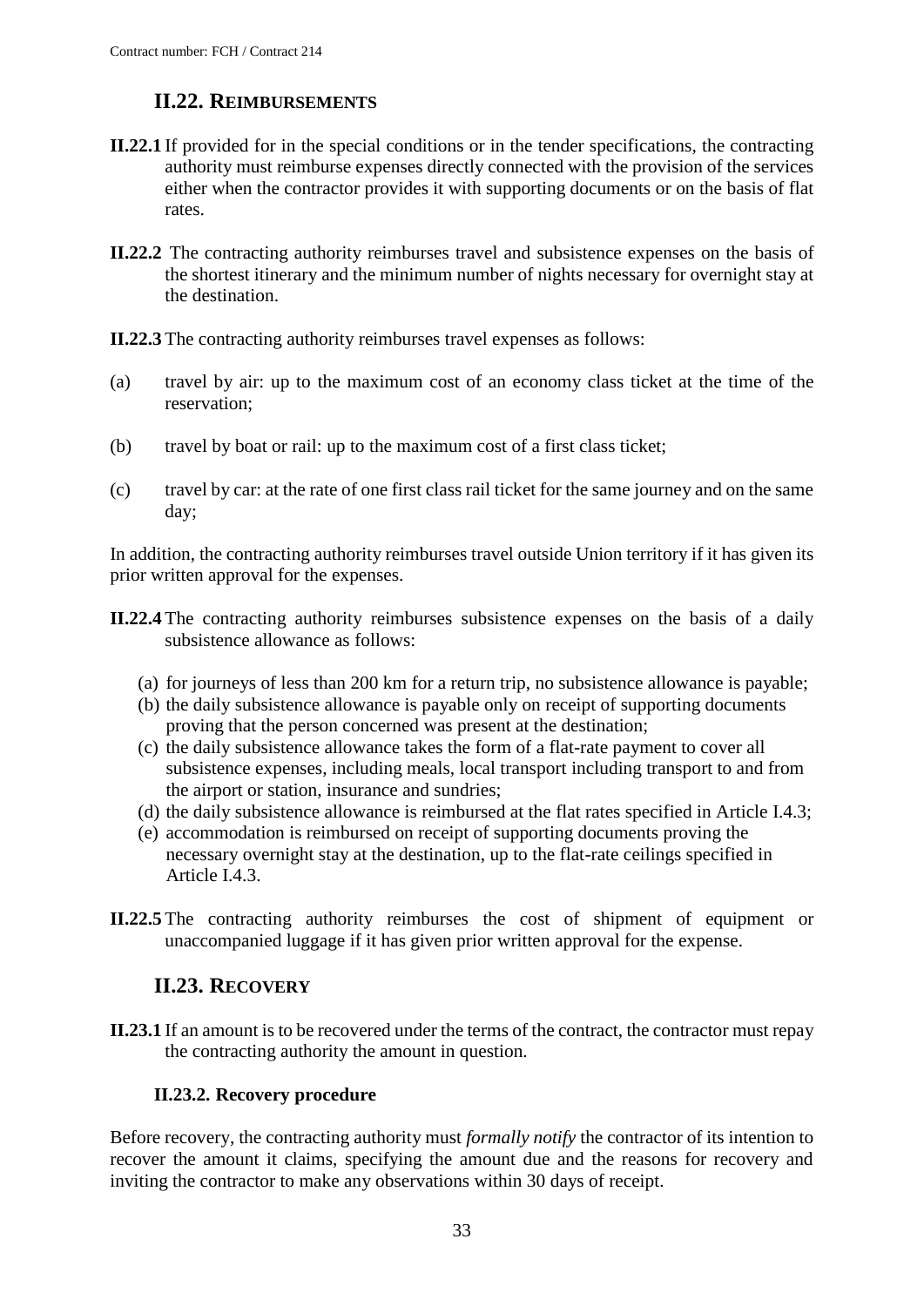## II.22. REIMBURSEMENTS

**II.22.1** If provided for in the special conditions or in the tender specifications, the contracting authority must reimburse expenses directly connected with the provision of the services either when the contractor provides it with supporting documents or on the basis of flat rates.

**II.22.2** The contracting authority reimburses travel and subsistence expenses on the basis of the shortest itinerary and the minimum number of nights necessary for overnight stay at the destination.

**II.22.3** The contracting authority reimburses travel expenses as follows:

(a) travel by air: up to the maximum cost of an economy class ticket at the time of the reservation;

(b) travel by boat or rail: up to the maximum cost of a first class ticket;

(c) travel by car: at the rate of one first class rail ticket for the same journey and on the same day;

In addition, the contracting authority reimburses travel outside Union territory if it has given its prior written approval for the expenses.

**II.22.4** The contracting authority reimburses subsistence expenses on the basis of a daily subsistence allowance as follows:

(a) for journeys of less than 200 km for a return trip, no subsistence allowance is payable;
(b) the daily subsistence allowance is payable only on receipt of supporting documents proving that the person concerned was present at the destination;
(c) the daily subsistence allowance takes the form of a flat-rate payment to cover all subsistence expenses, including meals, local transport including transport to and from the airport or station, insurance and sundries;
(d) the daily subsistence allowance is reimbursed at the flat rates specified in Article I.4.3;
(e) accommodation is reimbursed on receipt of supporting documents proving the necessary overnight stay at the destination, up to the flat-rate ceilings specified in Article I.4.3.

**II.22.5** The contracting authority reimburses the cost of shipment of equipment or unaccompanied luggage if it has given prior written approval for the expense.

## II.23. RECOVERY

**II.23.1** If an amount is to be recovered under the terms of the contract, the contractor must repay the contracting authority the amount in question.

### II.23.2. Recovery procedure

Before recovery, the contracting authority must *formally notify* the contractor of its intention to recover the amount it claims, specifying the amount due and the reasons for recovery and inviting the contractor to make any observations within 30 days of receipt.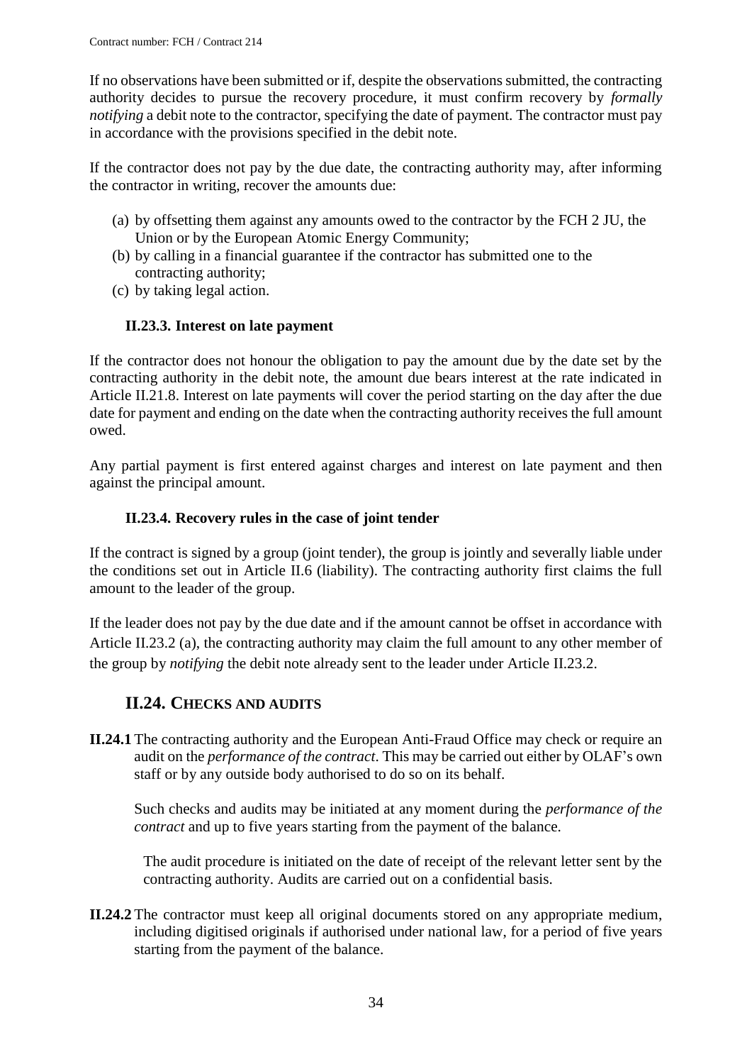If no observations have been submitted or if, despite the observations submitted, the contracting authority decides to pursue the recovery procedure, it must confirm recovery by *formally notifying* a debit note to the contractor, specifying the date of payment. The contractor must pay in accordance with the provisions specified in the debit note.

If the contractor does not pay by the due date, the contracting authority may, after informing the contractor in writing, recover the amounts due:

(a) by offsetting them against any amounts owed to the contractor by the FCH 2 JU, the Union or by the European Atomic Energy Community;
(b) by calling in a financial guarantee if the contractor has submitted one to the contracting authority;
(c) by taking legal action.

### II.23.3. Interest on late payment

If the contractor does not honour the obligation to pay the amount due by the date set by the contracting authority in the debit note, the amount due bears interest at the rate indicated in Article II.21.8. Interest on late payments will cover the period starting on the day after the due date for payment and ending on the date when the contracting authority receives the full amount owed.

Any partial payment is first entered against charges and interest on late payment and then against the principal amount.

### II.23.4. Recovery rules in the case of joint tender

If the contract is signed by a group (joint tender), the group is jointly and severally liable under the conditions set out in Article II.6 (liability). The contracting authority first claims the full amount to the leader of the group.

If the leader does not pay by the due date and if the amount cannot be offset in accordance with Article II.23.2 (a), the contracting authority may claim the full amount to any other member of the group by *notifying* the debit note already sent to the leader under Article II.23.2.

## II.24. Checks and audits

**II.24.1** The contracting authority and the European Anti-Fraud Office may check or require an audit on the *performance of the contract*. This may be carried out either by OLAF's own staff or by any outside body authorised to do so on its behalf.

Such checks and audits may be initiated at any moment during the *performance of the contract* and up to five years starting from the payment of the balance.

The audit procedure is initiated on the date of receipt of the relevant letter sent by the contracting authority. Audits are carried out on a confidential basis.

**II.24.2** The contractor must keep all original documents stored on any appropriate medium, including digitised originals if authorised under national law, for a period of five years starting from the payment of the balance.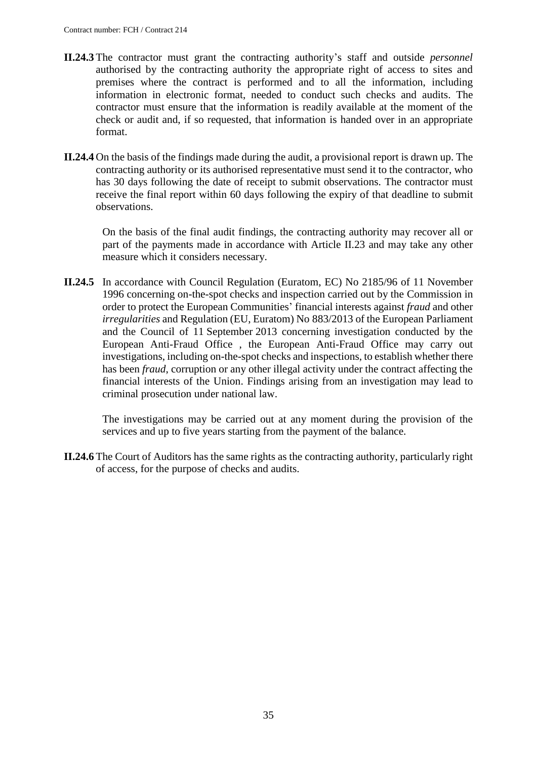**II.24.3** The contractor must grant the contracting authority's staff and outside *personnel* authorised by the contracting authority the appropriate right of access to sites and premises where the contract is performed and to all the information, including information in electronic format, needed to conduct such checks and audits. The contractor must ensure that the information is readily available at the moment of the check or audit and, if so requested, that information is handed over in an appropriate format.

**II.24.4** On the basis of the findings made during the audit, a provisional report is drawn up. The contracting authority or its authorised representative must send it to the contractor, who has 30 days following the date of receipt to submit observations. The contractor must receive the final report within 60 days following the expiry of that deadline to submit observations.

On the basis of the final audit findings, the contracting authority may recover all or part of the payments made in accordance with Article II.23 and may take any other measure which it considers necessary.

**II.24.5** In accordance with Council Regulation (Euratom, EC) No 2185/96 of 11 November 1996 concerning on-the-spot checks and inspection carried out by the Commission in order to protect the European Communities' financial interests against *fraud* and other *irregularities* and Regulation (EU, Euratom) No 883/2013 of the European Parliament and the Council of 11 September 2013 concerning investigation conducted by the European Anti-Fraud Office , the European Anti-Fraud Office may carry out investigations, including on-the-spot checks and inspections, to establish whether there has been *fraud*, corruption or any other illegal activity under the contract affecting the financial interests of the Union. Findings arising from an investigation may lead to criminal prosecution under national law.

The investigations may be carried out at any moment during the provision of the services and up to five years starting from the payment of the balance.

**II.24.6** The Court of Auditors has the same rights as the contracting authority, particularly right of access, for the purpose of checks and audits.